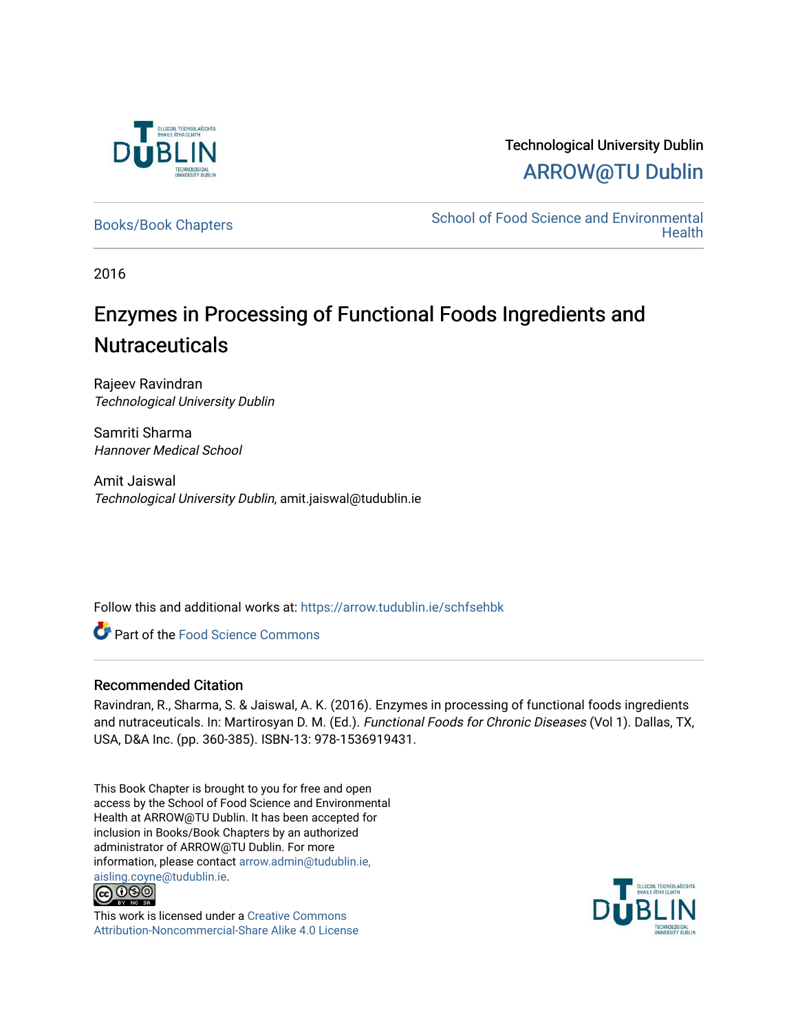Technological University Dublin

ARROW@TU Dublin

Books/Book Chapters

School of Food Science and Environmental Health

2016

# Enzymes in Processing of Functional Foods Ingredients and Nutraceuticals

Rajeev Ravindran
*Technological University Dublin*

Samriti Sharma
*Hannover Medical School*

Amit Jaiswal
*Technological University Dublin*, amit.jaiswal@tudublin.ie

Follow this and additional works at: https://arrow.tudublin.ie/schfsehbk

Part of the Food Science Commons

## Recommended Citation

Ravindran, R., Sharma, S. & Jaiswal, A. K. (2016). Enzymes in processing of functional foods ingredients and nutraceuticals. In: Martirosyan D. M. (Ed.). *Functional Foods for Chronic Diseases* (Vol 1). Dallas, TX, USA, D&A Inc. (pp. 360-385). ISBN-13: 978-1536919431.

This Book Chapter is brought to you for free and open access by the School of Food Science and Environmental Health at ARROW@TU Dublin. It has been accepted for inclusion in Books/Book Chapters by an authorized administrator of ARROW@TU Dublin. For more information, please contact arrow.admin@tudublin.ie, aisling.coyne@tudublin.ie.

This work is licensed under a Creative Commons Attribution-Noncommercial-Share Alike 4.0 License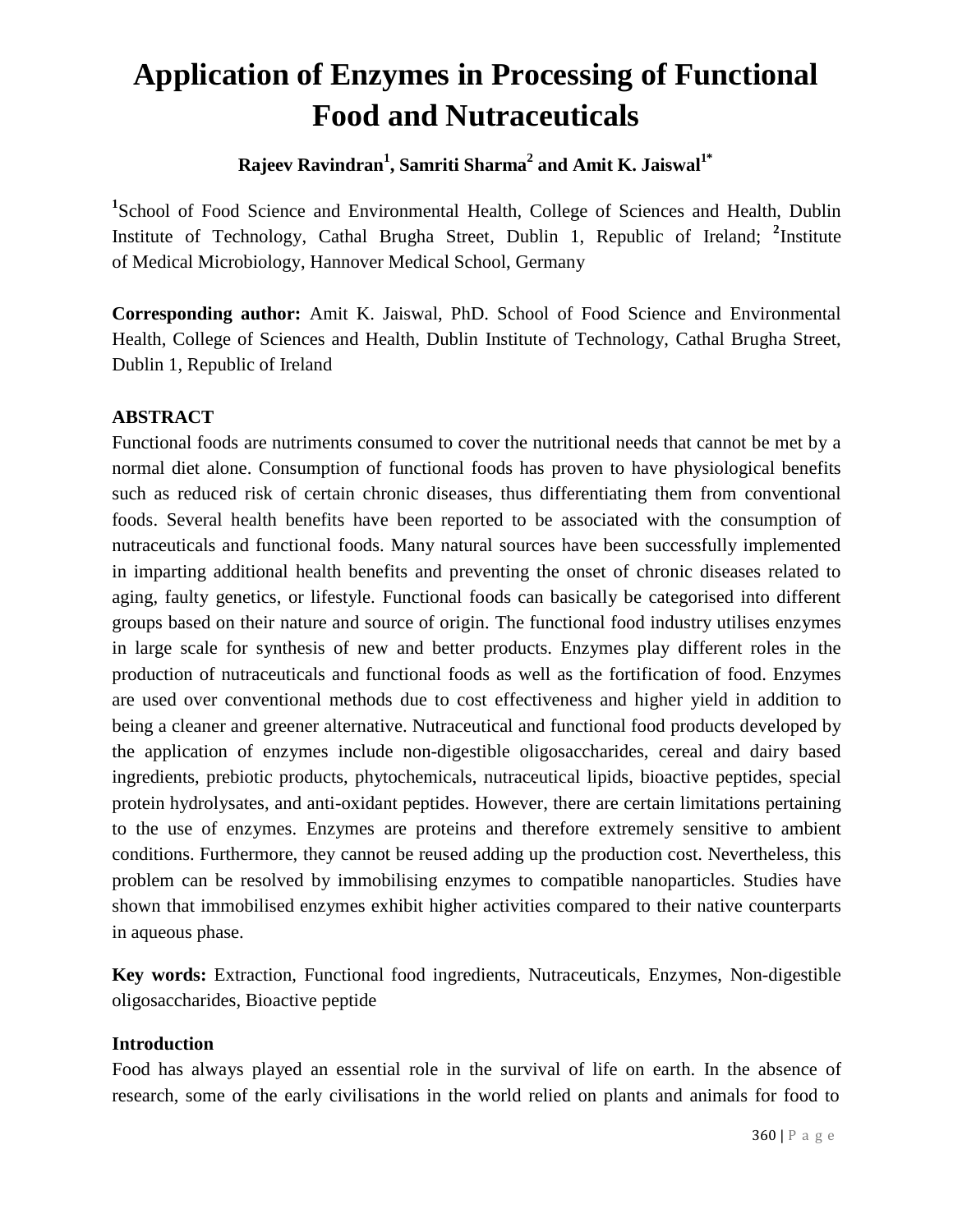# Application of Enzymes in Processing of Functional Food and Nutraceuticals

**Rajeev Ravindran[1], Samriti Sharma[2] and Amit K. Jaiswal[1*]**

[1]School of Food Science and Environmental Health, College of Sciences and Health, Dublin Institute of Technology, Cathal Brugha Street, Dublin 1, Republic of Ireland; [2]Institute of Medical Microbiology, Hannover Medical School, Germany

**Corresponding author:** Amit K. Jaiswal, PhD. School of Food Science and Environmental Health, College of Sciences and Health, Dublin Institute of Technology, Cathal Brugha Street, Dublin 1, Republic of Ireland

### ABSTRACT

Functional foods are nutriments consumed to cover the nutritional needs that cannot be met by a normal diet alone. Consumption of functional foods has proven to have physiological benefits such as reduced risk of certain chronic diseases, thus differentiating them from conventional foods. Several health benefits have been reported to be associated with the consumption of nutraceuticals and functional foods. Many natural sources have been successfully implemented in imparting additional health benefits and preventing the onset of chronic diseases related to aging, faulty genetics, or lifestyle. Functional foods can basically be categorised into different groups based on their nature and source of origin. The functional food industry utilises enzymes in large scale for synthesis of new and better products. Enzymes play different roles in the production of nutraceuticals and functional foods as well as the fortification of food. Enzymes are used over conventional methods due to cost effectiveness and higher yield in addition to being a cleaner and greener alternative. Nutraceutical and functional food products developed by the application of enzymes include non-digestible oligosaccharides, cereal and dairy based ingredients, prebiotic products, phytochemicals, nutraceutical lipids, bioactive peptides, special protein hydrolysates, and anti-oxidant peptides. However, there are certain limitations pertaining to the use of enzymes. Enzymes are proteins and therefore extremely sensitive to ambient conditions. Furthermore, they cannot be reused adding up the production cost. Nevertheless, this problem can be resolved by immobilising enzymes to compatible nanoparticles. Studies have shown that immobilised enzymes exhibit higher activities compared to their native counterparts in aqueous phase.

**Key words:** Extraction, Functional food ingredients, Nutraceuticals, Enzymes, Non-digestible oligosaccharides, Bioactive peptide

### Introduction

Food has always played an essential role in the survival of life on earth. In the absence of research, some of the early civilisations in the world relied on plants and animals for food to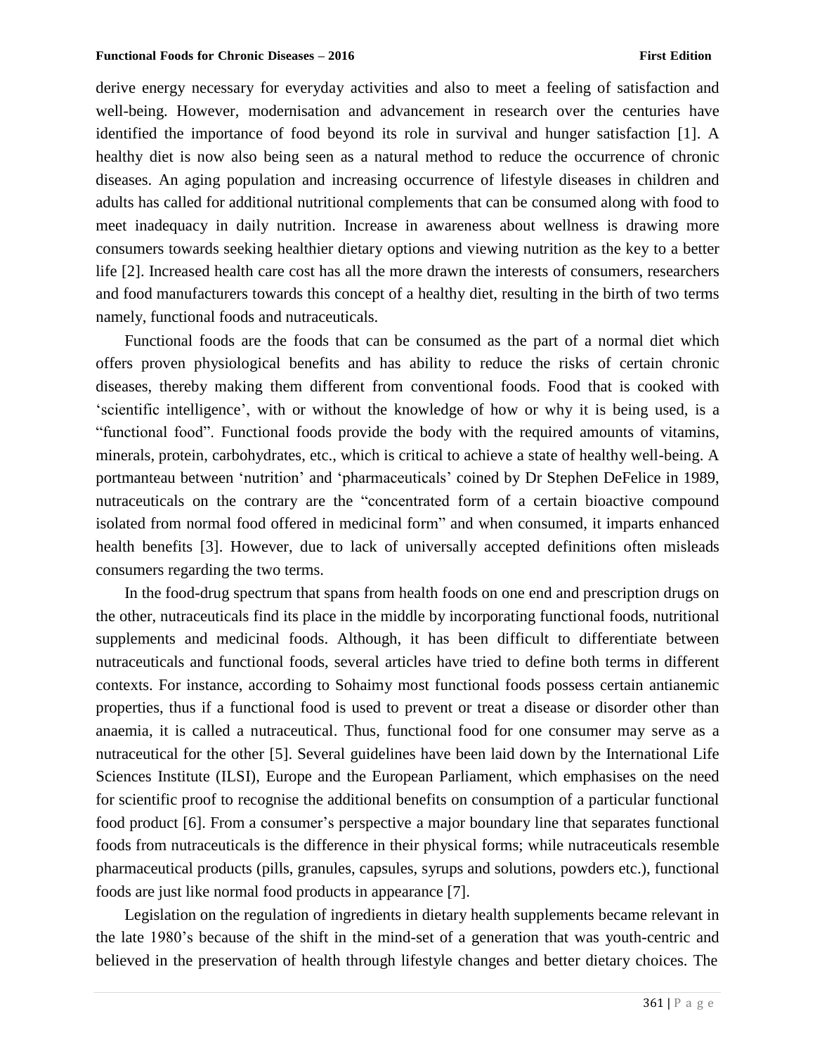derive energy necessary for everyday activities and also to meet a feeling of satisfaction and well-being. However, modernisation and advancement in research over the centuries have identified the importance of food beyond its role in survival and hunger satisfaction [1]. A healthy diet is now also being seen as a natural method to reduce the occurrence of chronic diseases. An aging population and increasing occurrence of lifestyle diseases in children and adults has called for additional nutritional complements that can be consumed along with food to meet inadequacy in daily nutrition. Increase in awareness about wellness is drawing more consumers towards seeking healthier dietary options and viewing nutrition as the key to a better life [2]. Increased health care cost has all the more drawn the interests of consumers, researchers and food manufacturers towards this concept of a healthy diet, resulting in the birth of two terms namely, functional foods and nutraceuticals.

Functional foods are the foods that can be consumed as the part of a normal diet which offers proven physiological benefits and has ability to reduce the risks of certain chronic diseases, thereby making them different from conventional foods. Food that is cooked with 'scientific intelligence', with or without the knowledge of how or why it is being used, is a "functional food". Functional foods provide the body with the required amounts of vitamins, minerals, protein, carbohydrates, etc., which is critical to achieve a state of healthy well-being. A portmanteau between 'nutrition' and 'pharmaceuticals' coined by Dr Stephen DeFelice in 1989, nutraceuticals on the contrary are the "concentrated form of a certain bioactive compound isolated from normal food offered in medicinal form" and when consumed, it imparts enhanced health benefits [3]. However, due to lack of universally accepted definitions often misleads consumers regarding the two terms.

In the food-drug spectrum that spans from health foods on one end and prescription drugs on the other, nutraceuticals find its place in the middle by incorporating functional foods, nutritional supplements and medicinal foods. Although, it has been difficult to differentiate between nutraceuticals and functional foods, several articles have tried to define both terms in different contexts. For instance, according to Sohaimy most functional foods possess certain antianemic properties, thus if a functional food is used to prevent or treat a disease or disorder other than anaemia, it is called a nutraceutical. Thus, functional food for one consumer may serve as a nutraceutical for the other [5]. Several guidelines have been laid down by the International Life Sciences Institute (ILSI), Europe and the European Parliament, which emphasises on the need for scientific proof to recognise the additional benefits on consumption of a particular functional food product [6]. From a consumer's perspective a major boundary line that separates functional foods from nutraceuticals is the difference in their physical forms; while nutraceuticals resemble pharmaceutical products (pills, granules, capsules, syrups and solutions, powders etc.), functional foods are just like normal food products in appearance [7].

Legislation on the regulation of ingredients in dietary health supplements became relevant in the late 1980's because of the shift in the mind-set of a generation that was youth-centric and believed in the preservation of health through lifestyle changes and better dietary choices. The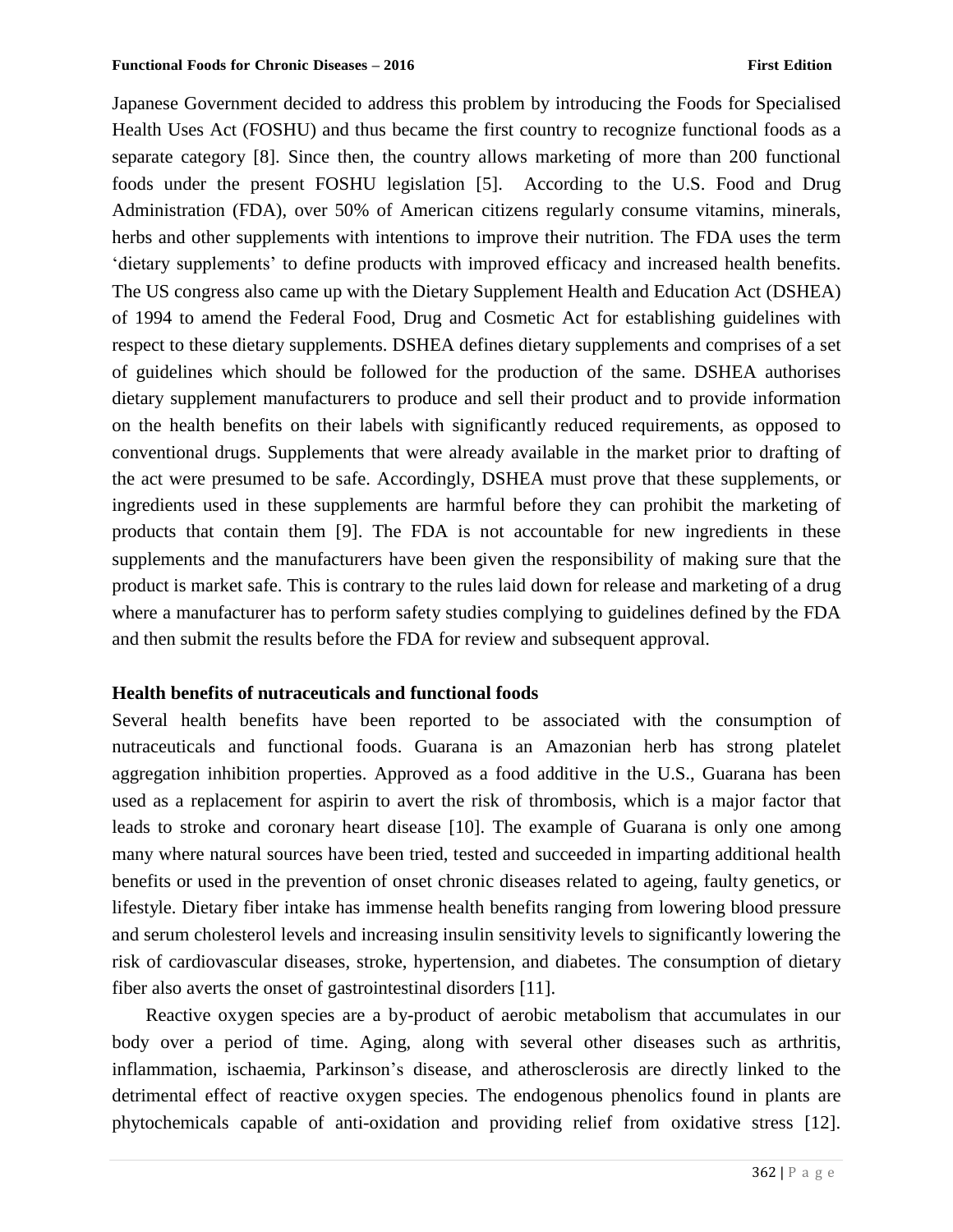Japanese Government decided to address this problem by introducing the Foods for Specialised Health Uses Act (FOSHU) and thus became the first country to recognize functional foods as a separate category [8]. Since then, the country allows marketing of more than 200 functional foods under the present FOSHU legislation [5]. According to the U.S. Food and Drug Administration (FDA), over 50% of American citizens regularly consume vitamins, minerals, herbs and other supplements with intentions to improve their nutrition. The FDA uses the term 'dietary supplements' to define products with improved efficacy and increased health benefits. The US congress also came up with the Dietary Supplement Health and Education Act (DSHEA) of 1994 to amend the Federal Food, Drug and Cosmetic Act for establishing guidelines with respect to these dietary supplements. DSHEA defines dietary supplements and comprises of a set of guidelines which should be followed for the production of the same. DSHEA authorises dietary supplement manufacturers to produce and sell their product and to provide information on the health benefits on their labels with significantly reduced requirements, as opposed to conventional drugs. Supplements that were already available in the market prior to drafting of the act were presumed to be safe. Accordingly, DSHEA must prove that these supplements, or ingredients used in these supplements are harmful before they can prohibit the marketing of products that contain them [9]. The FDA is not accountable for new ingredients in these supplements and the manufacturers have been given the responsibility of making sure that the product is market safe. This is contrary to the rules laid down for release and marketing of a drug where a manufacturer has to perform safety studies complying to guidelines defined by the FDA and then submit the results before the FDA for review and subsequent approval.

## Health benefits of nutraceuticals and functional foods

Several health benefits have been reported to be associated with the consumption of nutraceuticals and functional foods. Guarana is an Amazonian herb has strong platelet aggregation inhibition properties. Approved as a food additive in the U.S., Guarana has been used as a replacement for aspirin to avert the risk of thrombosis, which is a major factor that leads to stroke and coronary heart disease [10]. The example of Guarana is only one among many where natural sources have been tried, tested and succeeded in imparting additional health benefits or used in the prevention of onset chronic diseases related to ageing, faulty genetics, or lifestyle. Dietary fiber intake has immense health benefits ranging from lowering blood pressure and serum cholesterol levels and increasing insulin sensitivity levels to significantly lowering the risk of cardiovascular diseases, stroke, hypertension, and diabetes. The consumption of dietary fiber also averts the onset of gastrointestinal disorders [11].

Reactive oxygen species are a by-product of aerobic metabolism that accumulates in our body over a period of time. Aging, along with several other diseases such as arthritis, inflammation, ischaemia, Parkinson's disease, and atherosclerosis are directly linked to the detrimental effect of reactive oxygen species. The endogenous phenolics found in plants are phytochemicals capable of anti-oxidation and providing relief from oxidative stress [12].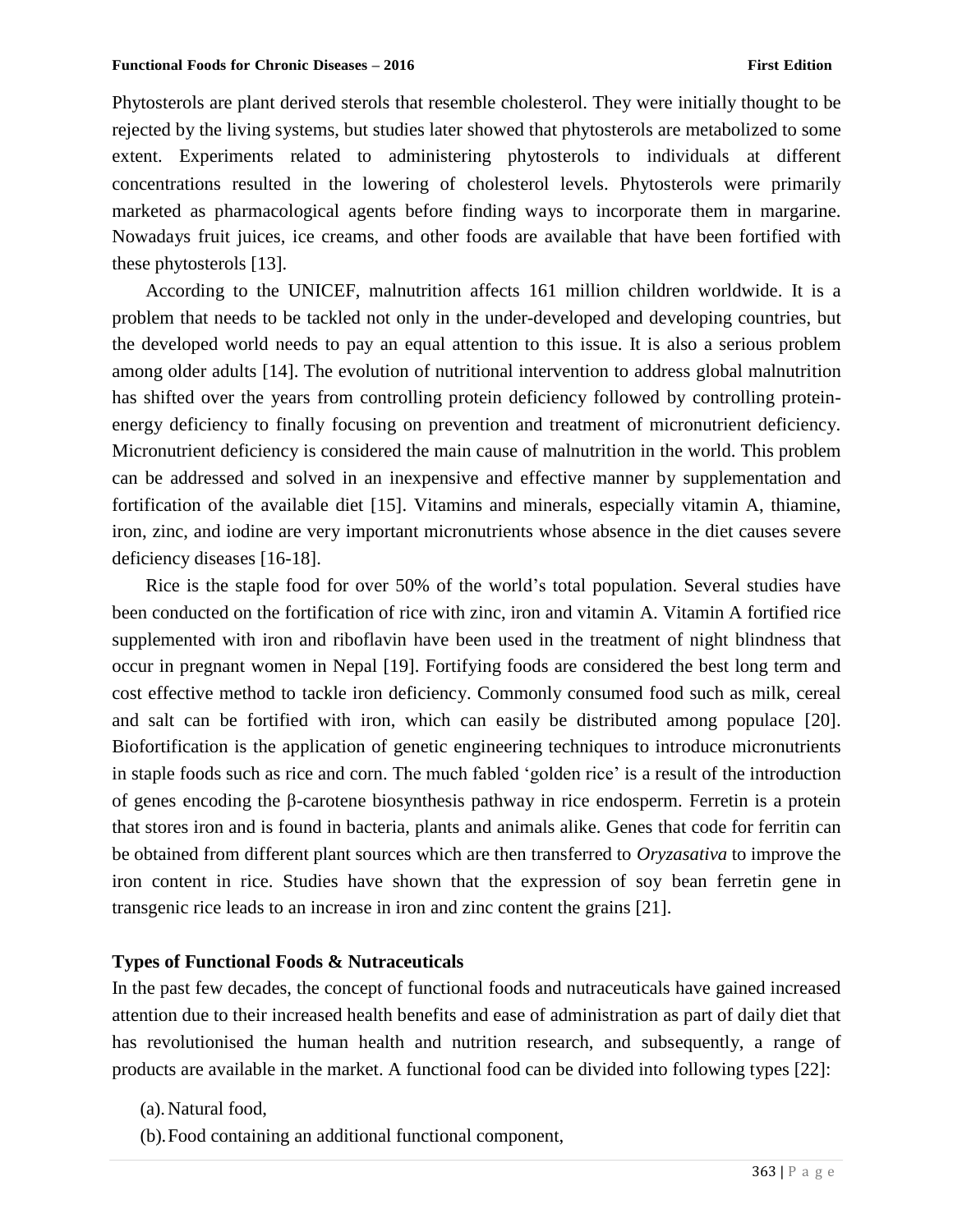Phytosterols are plant derived sterols that resemble cholesterol. They were initially thought to be rejected by the living systems, but studies later showed that phytosterols are metabolized to some extent. Experiments related to administering phytosterols to individuals at different concentrations resulted in the lowering of cholesterol levels. Phytosterols were primarily marketed as pharmacological agents before finding ways to incorporate them in margarine. Nowadays fruit juices, ice creams, and other foods are available that have been fortified with these phytosterols [13].

According to the UNICEF, malnutrition affects 161 million children worldwide. It is a problem that needs to be tackled not only in the under-developed and developing countries, but the developed world needs to pay an equal attention to this issue. It is also a serious problem among older adults [14]. The evolution of nutritional intervention to address global malnutrition has shifted over the years from controlling protein deficiency followed by controlling protein-energy deficiency to finally focusing on prevention and treatment of micronutrient deficiency. Micronutrient deficiency is considered the main cause of malnutrition in the world. This problem can be addressed and solved in an inexpensive and effective manner by supplementation and fortification of the available diet [15]. Vitamins and minerals, especially vitamin A, thiamine, iron, zinc, and iodine are very important micronutrients whose absence in the diet causes severe deficiency diseases [16-18].

Rice is the staple food for over 50% of the world's total population. Several studies have been conducted on the fortification of rice with zinc, iron and vitamin A. Vitamin A fortified rice supplemented with iron and riboflavin have been used in the treatment of night blindness that occur in pregnant women in Nepal [19]. Fortifying foods are considered the best long term and cost effective method to tackle iron deficiency. Commonly consumed food such as milk, cereal and salt can be fortified with iron, which can easily be distributed among populace [20]. Biofortification is the application of genetic engineering techniques to introduce micronutrients in staple foods such as rice and corn. The much fabled 'golden rice' is a result of the introduction of genes encoding the β-carotene biosynthesis pathway in rice endosperm. Ferretin is a protein that stores iron and is found in bacteria, plants and animals alike. Genes that code for ferritin can be obtained from different plant sources which are then transferred to *Oryzasativa* to improve the iron content in rice. Studies have shown that the expression of soy bean ferretin gene in transgenic rice leads to an increase in iron and zinc content the grains [21].

**Types of Functional Foods & Nutraceuticals**

In the past few decades, the concept of functional foods and nutraceuticals have gained increased attention due to their increased health benefits and ease of administration as part of daily diet that has revolutionised the human health and nutrition research, and subsequently, a range of products are available in the market. A functional food can be divided into following types [22]:

(a). Natural food,

(b). Food containing an additional functional component,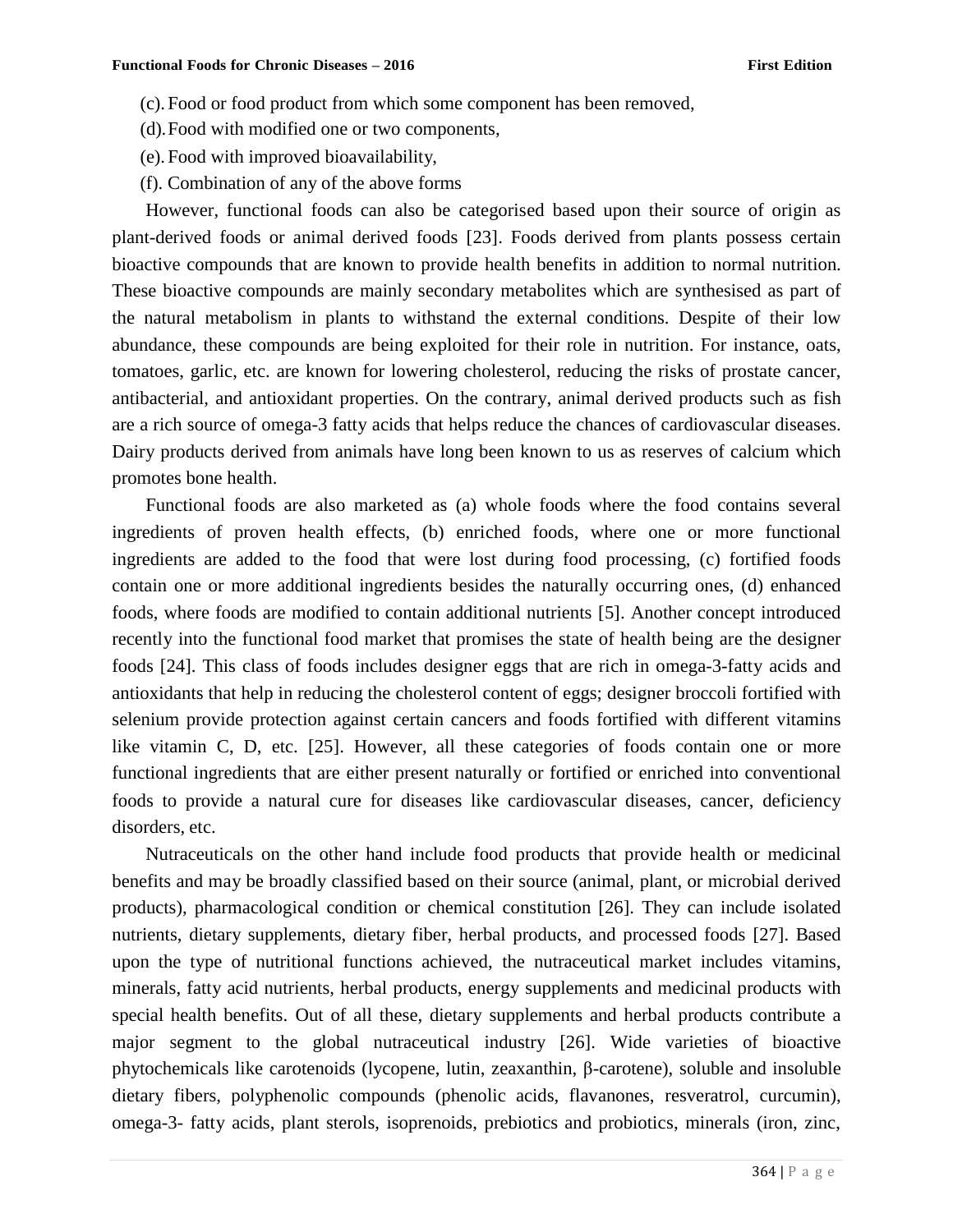(c). Food or food product from which some component has been removed,

(d). Food with modified one or two components,

(e). Food with improved bioavailability,

(f). Combination of any of the above forms

However, functional foods can also be categorised based upon their source of origin as plant-derived foods or animal derived foods [23]. Foods derived from plants possess certain bioactive compounds that are known to provide health benefits in addition to normal nutrition. These bioactive compounds are mainly secondary metabolites which are synthesised as part of the natural metabolism in plants to withstand the external conditions. Despite of their low abundance, these compounds are being exploited for their role in nutrition. For instance, oats, tomatoes, garlic, etc. are known for lowering cholesterol, reducing the risks of prostate cancer, antibacterial, and antioxidant properties. On the contrary, animal derived products such as fish are a rich source of omega-3 fatty acids that helps reduce the chances of cardiovascular diseases. Dairy products derived from animals have long been known to us as reserves of calcium which promotes bone health.

Functional foods are also marketed as (a) whole foods where the food contains several ingredients of proven health effects, (b) enriched foods, where one or more functional ingredients are added to the food that were lost during food processing, (c) fortified foods contain one or more additional ingredients besides the naturally occurring ones, (d) enhanced foods, where foods are modified to contain additional nutrients [5]. Another concept introduced recently into the functional food market that promises the state of health being are the designer foods [24]. This class of foods includes designer eggs that are rich in omega-3-fatty acids and antioxidants that help in reducing the cholesterol content of eggs; designer broccoli fortified with selenium provide protection against certain cancers and foods fortified with different vitamins like vitamin C, D, etc. [25]. However, all these categories of foods contain one or more functional ingredients that are either present naturally or fortified or enriched into conventional foods to provide a natural cure for diseases like cardiovascular diseases, cancer, deficiency disorders, etc.

Nutraceuticals on the other hand include food products that provide health or medicinal benefits and may be broadly classified based on their source (animal, plant, or microbial derived products), pharmacological condition or chemical constitution [26]. They can include isolated nutrients, dietary supplements, dietary fiber, herbal products, and processed foods [27]. Based upon the type of nutritional functions achieved, the nutraceutical market includes vitamins, minerals, fatty acid nutrients, herbal products, energy supplements and medicinal products with special health benefits. Out of all these, dietary supplements and herbal products contribute a major segment to the global nutraceutical industry [26]. Wide varieties of bioactive phytochemicals like carotenoids (lycopene, lutin, zeaxanthin, β-carotene), soluble and insoluble dietary fibers, polyphenolic compounds (phenolic acids, flavanones, resveratrol, curcumin), omega-3- fatty acids, plant sterols, isoprenoids, prebiotics and probiotics, minerals (iron, zinc,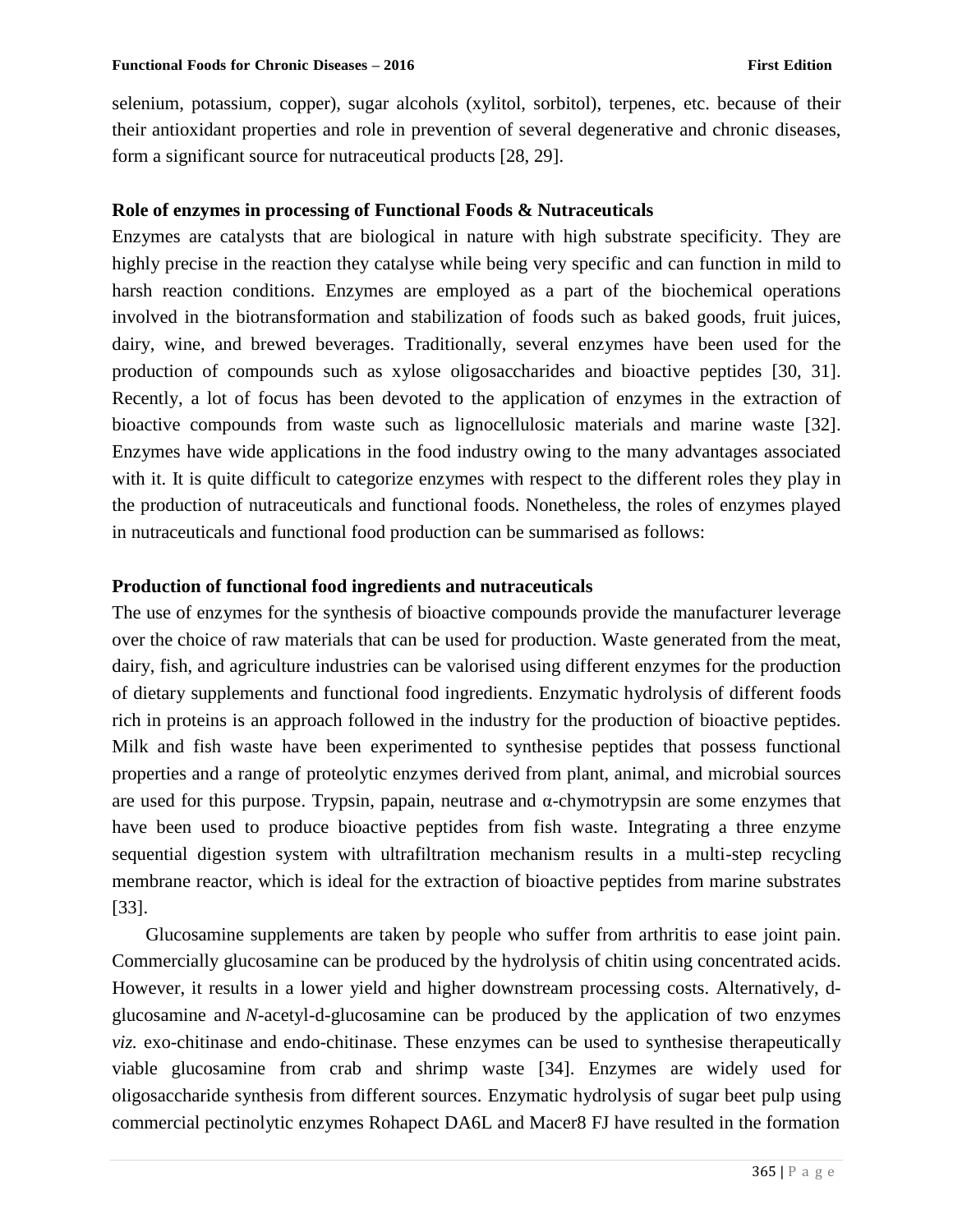selenium, potassium, copper), sugar alcohols (xylitol, sorbitol), terpenes, etc. because of their their antioxidant properties and role in prevention of several degenerative and chronic diseases, form a significant source for nutraceutical products [28, 29].

**Role of enzymes in processing of Functional Foods & Nutraceuticals**

Enzymes are catalysts that are biological in nature with high substrate specificity. They are highly precise in the reaction they catalyse while being very specific and can function in mild to harsh reaction conditions. Enzymes are employed as a part of the biochemical operations involved in the biotransformation and stabilization of foods such as baked goods, fruit juices, dairy, wine, and brewed beverages. Traditionally, several enzymes have been used for the production of compounds such as xylose oligosaccharides and bioactive peptides [30, 31]. Recently, a lot of focus has been devoted to the application of enzymes in the extraction of bioactive compounds from waste such as lignocellulosic materials and marine waste [32]. Enzymes have wide applications in the food industry owing to the many advantages associated with it. It is quite difficult to categorize enzymes with respect to the different roles they play in the production of nutraceuticals and functional foods. Nonetheless, the roles of enzymes played in nutraceuticals and functional food production can be summarised as follows:

**Production of functional food ingredients and nutraceuticals**

The use of enzymes for the synthesis of bioactive compounds provide the manufacturer leverage over the choice of raw materials that can be used for production. Waste generated from the meat, dairy, fish, and agriculture industries can be valorised using different enzymes for the production of dietary supplements and functional food ingredients. Enzymatic hydrolysis of different foods rich in proteins is an approach followed in the industry for the production of bioactive peptides. Milk and fish waste have been experimented to synthesise peptides that possess functional properties and a range of proteolytic enzymes derived from plant, animal, and microbial sources are used for this purpose. Trypsin, papain, neutrase and α-chymotrypsin are some enzymes that have been used to produce bioactive peptides from fish waste. Integrating a three enzyme sequential digestion system with ultrafiltration mechanism results in a multi-step recycling membrane reactor, which is ideal for the extraction of bioactive peptides from marine substrates [33].

Glucosamine supplements are taken by people who suffer from arthritis to ease joint pain. Commercially glucosamine can be produced by the hydrolysis of chitin using concentrated acids. However, it results in a lower yield and higher downstream processing costs. Alternatively, d-glucosamine and *N*-acetyl-d-glucosamine can be produced by the application of two enzymes *viz.* exo-chitinase and endo-chitinase. These enzymes can be used to synthesise therapeutically viable glucosamine from crab and shrimp waste [34]. Enzymes are widely used for oligosaccharide synthesis from different sources. Enzymatic hydrolysis of sugar beet pulp using commercial pectinolytic enzymes Rohapect DA6L and Macer8 FJ have resulted in the formation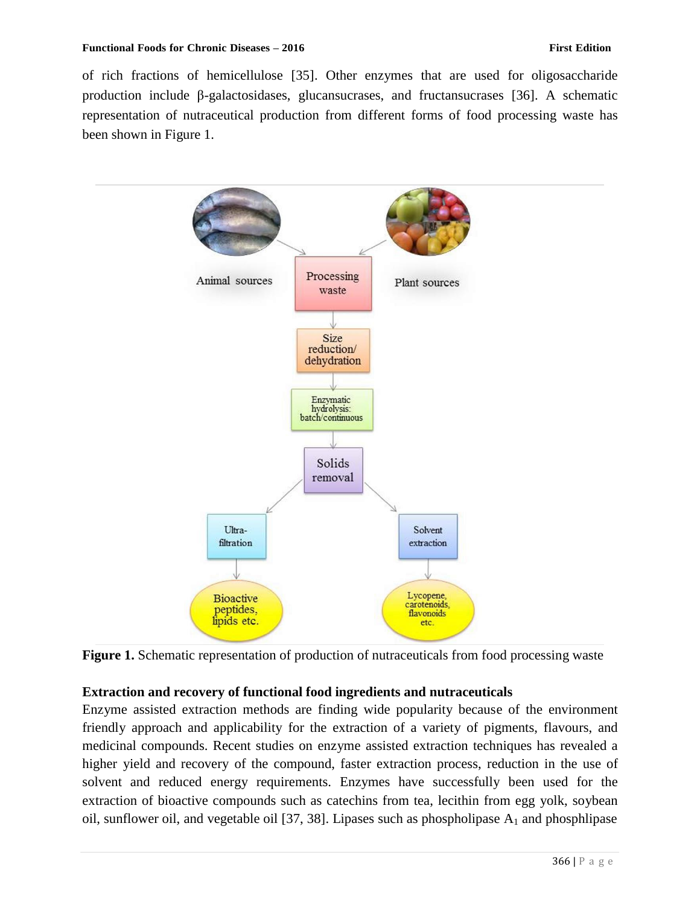of rich fractions of hemicellulose [35]. Other enzymes that are used for oligosaccharide production include β-galactosidases, glucansucrases, and fructansucrases [36]. A schematic representation of nutraceutical production from different forms of food processing waste has been shown in Figure 1.

**Figure 1.** Schematic representation of production of nutraceuticals from food processing waste

**Extraction and recovery of functional food ingredients and nutraceuticals**

Enzyme assisted extraction methods are finding wide popularity because of the environment friendly approach and applicability for the extraction of a variety of pigments, flavours, and medicinal compounds. Recent studies on enzyme assisted extraction techniques has revealed a higher yield and recovery of the compound, faster extraction process, reduction in the use of solvent and reduced energy requirements. Enzymes have successfully been used for the extraction of bioactive compounds such as catechins from tea, lecithin from egg yolk, soybean oil, sunflower oil, and vegetable oil [37, 38]. Lipases such as phospholipase $A_1$ and phosphlipase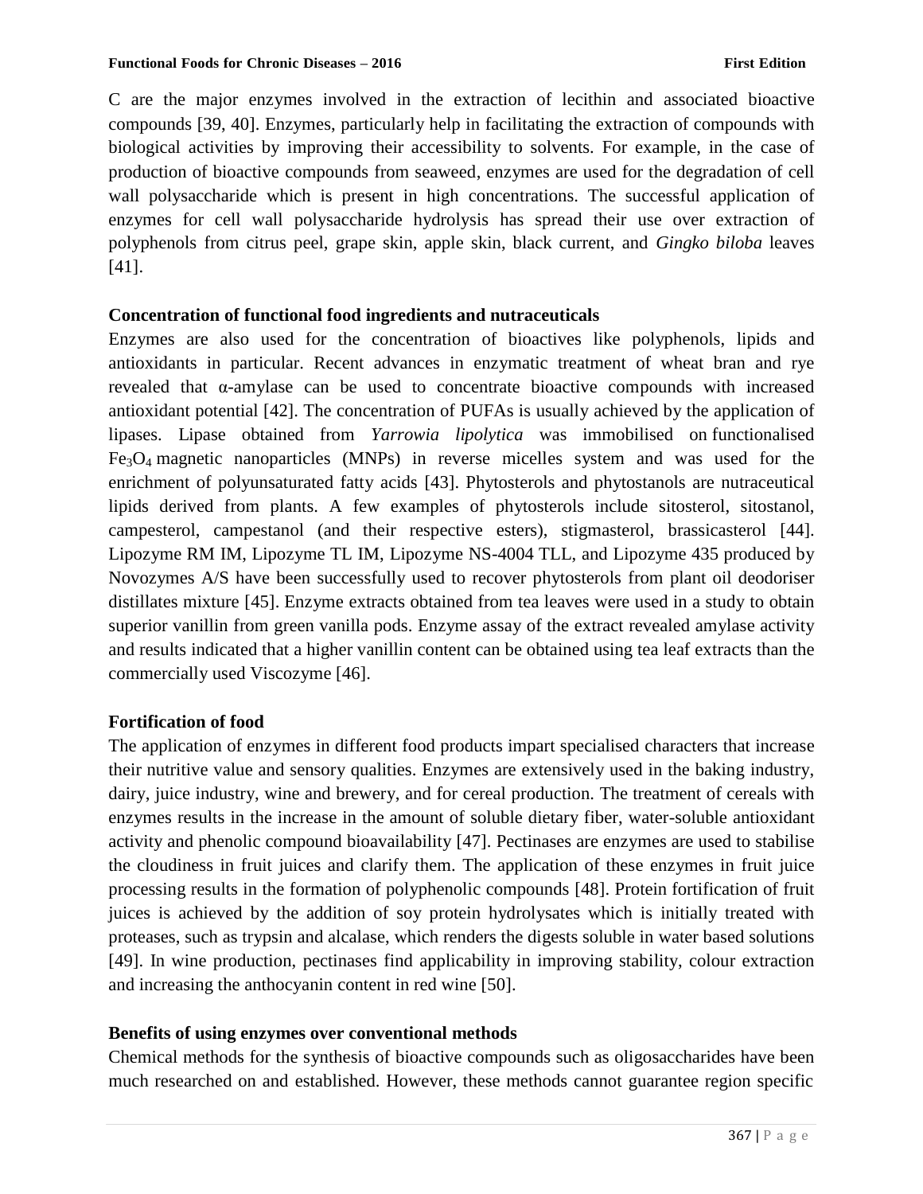C are the major enzymes involved in the extraction of lecithin and associated bioactive compounds [39, 40]. Enzymes, particularly help in facilitating the extraction of compounds with biological activities by improving their accessibility to solvents. For example, in the case of production of bioactive compounds from seaweed, enzymes are used for the degradation of cell wall polysaccharide which is present in high concentrations. The successful application of enzymes for cell wall polysaccharide hydrolysis has spread their use over extraction of polyphenols from citrus peel, grape skin, apple skin, black current, and *Gingko biloba* leaves [41].

### Concentration of functional food ingredients and nutraceuticals

Enzymes are also used for the concentration of bioactives like polyphenols, lipids and antioxidants in particular. Recent advances in enzymatic treatment of wheat bran and rye revealed that α-amylase can be used to concentrate bioactive compounds with increased antioxidant potential [42]. The concentration of PUFAs is usually achieved by the application of lipases. Lipase obtained from *Yarrowia lipolytica* was immobilised on functionalised $Fe_3O_4$ magnetic nanoparticles (MNPs) in reverse micelles system and was used for the enrichment of polyunsaturated fatty acids [43]. Phytosterols and phytostanols are nutraceutical lipids derived from plants. A few examples of phytosterols include sitosterol, sitostanol, campesterol, campestanol (and their respective esters), stigmasterol, brassicasterol [44]. Lipozyme RM IM, Lipozyme TL IM, Lipozyme NS-4004 TLL, and Lipozyme 435 produced by Novozymes A/S have been successfully used to recover phytosterols from plant oil deodoriser distillates mixture [45]. Enzyme extracts obtained from tea leaves were used in a study to obtain superior vanillin from green vanilla pods. Enzyme assay of the extract revealed amylase activity and results indicated that a higher vanillin content can be obtained using tea leaf extracts than the commercially used Viscozyme [46].

### Fortification of food

The application of enzymes in different food products impart specialised characters that increase their nutritive value and sensory qualities. Enzymes are extensively used in the baking industry, dairy, juice industry, wine and brewery, and for cereal production. The treatment of cereals with enzymes results in the increase in the amount of soluble dietary fiber, water-soluble antioxidant activity and phenolic compound bioavailability [47]. Pectinases are enzymes are used to stabilise the cloudiness in fruit juices and clarify them. The application of these enzymes in fruit juice processing results in the formation of polyphenolic compounds [48]. Protein fortification of fruit juices is achieved by the addition of soy protein hydrolysates which is initially treated with proteases, such as trypsin and alcalase, which renders the digests soluble in water based solutions [49]. In wine production, pectinases find applicability in improving stability, colour extraction and increasing the anthocyanin content in red wine [50].

### Benefits of using enzymes over conventional methods

Chemical methods for the synthesis of bioactive compounds such as oligosaccharides have been much researched on and established. However, these methods cannot guarantee region specific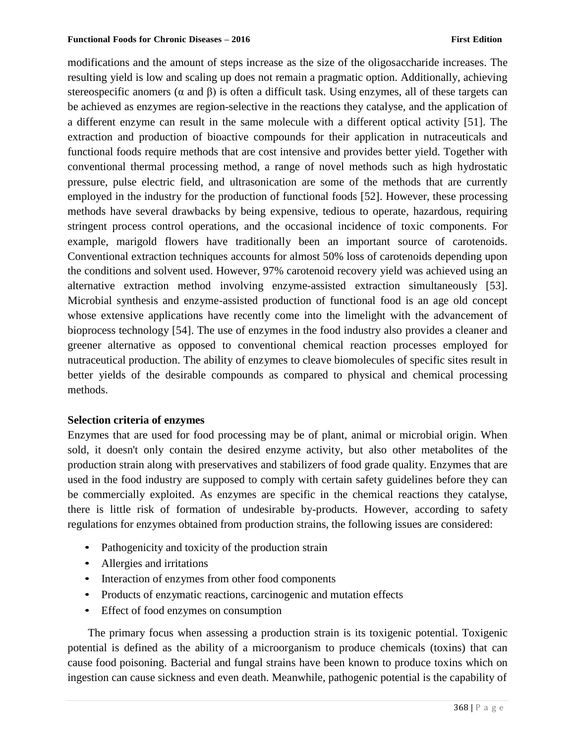modifications and the amount of steps increase as the size of the oligosaccharide increases. The resulting yield is low and scaling up does not remain a pragmatic option. Additionally, achieving stereospecific anomers (α and β) is often a difficult task. Using enzymes, all of these targets can be achieved as enzymes are region-selective in the reactions they catalyse, and the application of a different enzyme can result in the same molecule with a different optical activity [51]. The extraction and production of bioactive compounds for their application in nutraceuticals and functional foods require methods that are cost intensive and provides better yield. Together with conventional thermal processing method, a range of novel methods such as high hydrostatic pressure, pulse electric field, and ultrasonication are some of the methods that are currently employed in the industry for the production of functional foods [52]. However, these processing methods have several drawbacks by being expensive, tedious to operate, hazardous, requiring stringent process control operations, and the occasional incidence of toxic components. For example, marigold flowers have traditionally been an important source of carotenoids. Conventional extraction techniques accounts for almost 50% loss of carotenoids depending upon the conditions and solvent used. However, 97% carotenoid recovery yield was achieved using an alternative extraction method involving enzyme-assisted extraction simultaneously [53]. Microbial synthesis and enzyme-assisted production of functional food is an age old concept whose extensive applications have recently come into the limelight with the advancement of bioprocess technology [54]. The use of enzymes in the food industry also provides a cleaner and greener alternative as opposed to conventional chemical reaction processes employed for nutraceutical production. The ability of enzymes to cleave biomolecules of specific sites result in better yields of the desirable compounds as compared to physical and chemical processing methods.

### Selection criteria of enzymes

Enzymes that are used for food processing may be of plant, animal or microbial origin. When sold, it doesn't only contain the desired enzyme activity, but also other metabolites of the production strain along with preservatives and stabilizers of food grade quality. Enzymes that are used in the food industry are supposed to comply with certain safety guidelines before they can be commercially exploited. As enzymes are specific in the chemical reactions they catalyse, there is little risk of formation of undesirable by-products. However, according to safety regulations for enzymes obtained from production strains, the following issues are considered:

- Pathogenicity and toxicity of the production strain
- Allergies and irritations
- Interaction of enzymes from other food components
- Products of enzymatic reactions, carcinogenic and mutation effects
- Effect of food enzymes on consumption

The primary focus when assessing a production strain is its toxigenic potential. Toxigenic potential is defined as the ability of a microorganism to produce chemicals (toxins) that can cause food poisoning. Bacterial and fungal strains have been known to produce toxins which on ingestion can cause sickness and even death. Meanwhile, pathogenic potential is the capability of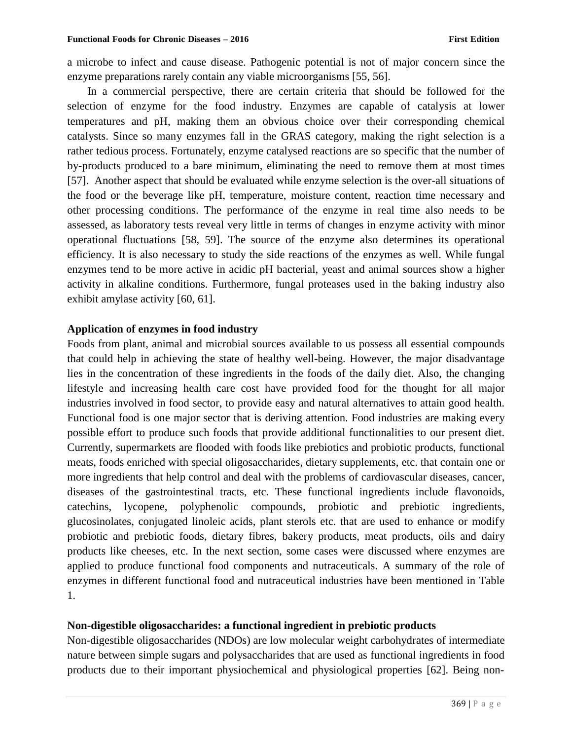a microbe to infect and cause disease. Pathogenic potential is not of major concern since the enzyme preparations rarely contain any viable microorganisms [55, 56].

In a commercial perspective, there are certain criteria that should be followed for the selection of enzyme for the food industry. Enzymes are capable of catalysis at lower temperatures and pH, making them an obvious choice over their corresponding chemical catalysts. Since so many enzymes fall in the GRAS category, making the right selection is a rather tedious process. Fortunately, enzyme catalysed reactions are so specific that the number of by-products produced to a bare minimum, eliminating the need to remove them at most times [57]. Another aspect that should be evaluated while enzyme selection is the over-all situations of the food or the beverage like pH, temperature, moisture content, reaction time necessary and other processing conditions. The performance of the enzyme in real time also needs to be assessed, as laboratory tests reveal very little in terms of changes in enzyme activity with minor operational fluctuations [58, 59]. The source of the enzyme also determines its operational efficiency. It is also necessary to study the side reactions of the enzymes as well. While fungal enzymes tend to be more active in acidic pH bacterial, yeast and animal sources show a higher activity in alkaline conditions. Furthermore, fungal proteases used in the baking industry also exhibit amylase activity [60, 61].

**Application of enzymes in food industry**

Foods from plant, animal and microbial sources available to us possess all essential compounds that could help in achieving the state of healthy well-being. However, the major disadvantage lies in the concentration of these ingredients in the foods of the daily diet. Also, the changing lifestyle and increasing health care cost have provided food for the thought for all major industries involved in food sector, to provide easy and natural alternatives to attain good health. Functional food is one major sector that is deriving attention. Food industries are making every possible effort to produce such foods that provide additional functionalities to our present diet. Currently, supermarkets are flooded with foods like prebiotics and probiotic products, functional meats, foods enriched with special oligosaccharides, dietary supplements, etc. that contain one or more ingredients that help control and deal with the problems of cardiovascular diseases, cancer, diseases of the gastrointestinal tracts, etc. These functional ingredients include flavonoids, catechins, lycopene, polyphenolic compounds, probiotic and prebiotic ingredients, glucosinolates, conjugated linoleic acids, plant sterols etc. that are used to enhance or modify probiotic and prebiotic foods, dietary fibres, bakery products, meat products, oils and dairy products like cheeses, etc. In the next section, some cases were discussed where enzymes are applied to produce functional food components and nutraceuticals. A summary of the role of enzymes in different functional food and nutraceutical industries have been mentioned in Table 1.

**Non-digestible oligosaccharides: a functional ingredient in prebiotic products**

Non-digestible oligosaccharides (NDOs) are low molecular weight carbohydrates of intermediate nature between simple sugars and polysaccharides that are used as functional ingredients in food products due to their important physiochemical and physiological properties [62]. Being non-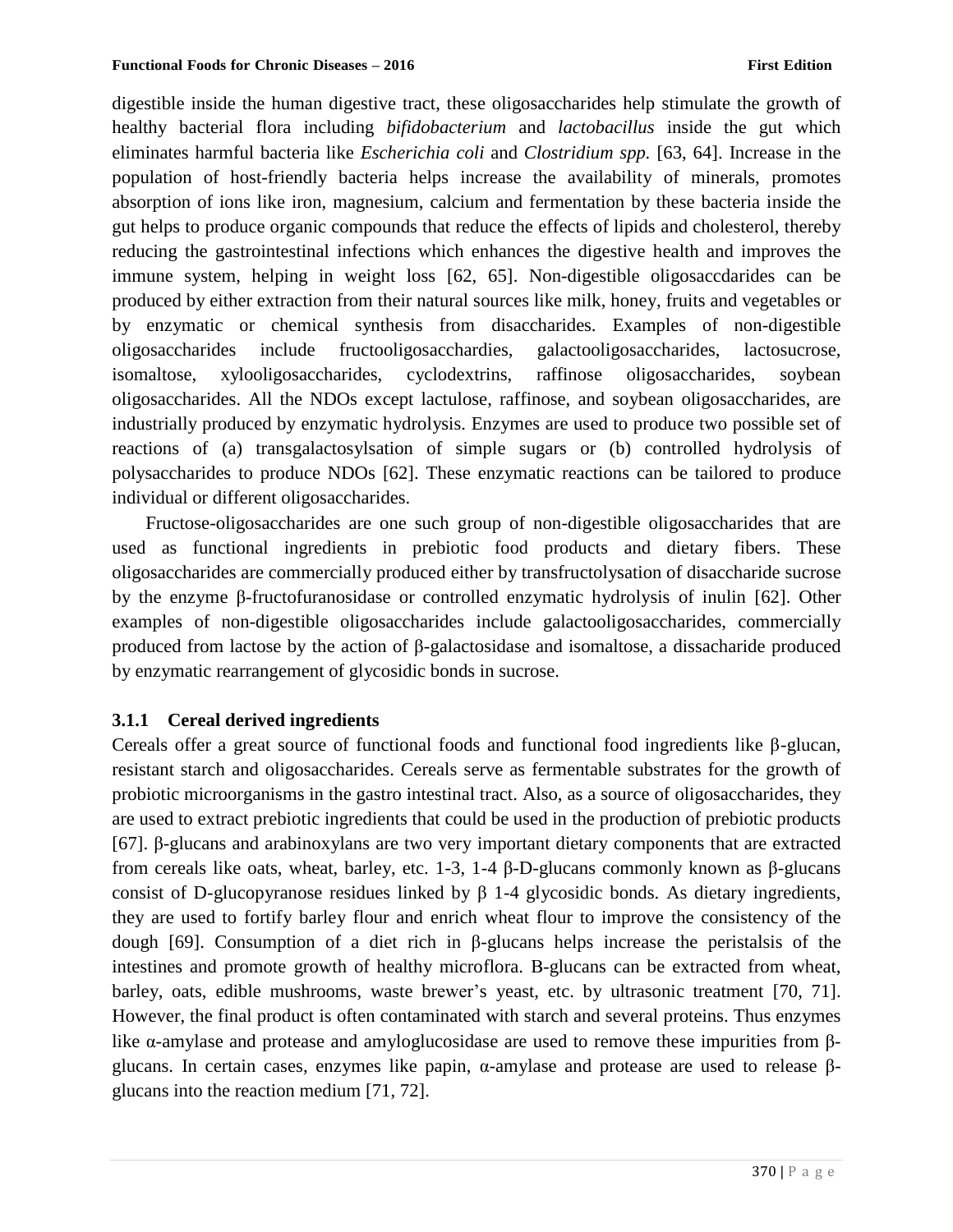digestible inside the human digestive tract, these oligosaccharides help stimulate the growth of healthy bacterial flora including *bifidobacterium* and *lactobacillus* inside the gut which eliminates harmful bacteria like *Escherichia coli* and *Clostridium spp.* [63, 64]. Increase in the population of host-friendly bacteria helps increase the availability of minerals, promotes absorption of ions like iron, magnesium, calcium and fermentation by these bacteria inside the gut helps to produce organic compounds that reduce the effects of lipids and cholesterol, thereby reducing the gastrointestinal infections which enhances the digestive health and improves the immune system, helping in weight loss [62, 65]. Non-digestible oligosaccdarides can be produced by either extraction from their natural sources like milk, honey, fruits and vegetables or by enzymatic or chemical synthesis from disaccharides. Examples of non-digestible oligosaccharides include fructooligosacchardies, galactooligosaccharides, lactosucrose, isomaltose, xylooligosaccharides, cyclodextrins, raffinose oligosaccharides, soybean oligosaccharides. All the NDOs except lactulose, raffinose, and soybean oligosaccharides, are industrially produced by enzymatic hydrolysis. Enzymes are used to produce two possible set of reactions of (a) transgalactosylsation of simple sugars or (b) controlled hydrolysis of polysaccharides to produce NDOs [62]. These enzymatic reactions can be tailored to produce individual or different oligosaccharides.

Fructose-oligosaccharides are one such group of non-digestible oligosaccharides that are used as functional ingredients in prebiotic food products and dietary fibers. These oligosaccharides are commercially produced either by transfructolysation of disaccharide sucrose by the enzyme β-fructofuranosidase or controlled enzymatic hydrolysis of inulin [62]. Other examples of non-digestible oligosaccharides include galactooligosaccharides, commercially produced from lactose by the action of β-galactosidase and isomaltose, a dissacharide produced by enzymatic rearrangement of glycosidic bonds in sucrose.

### 3.1.1 Cereal derived ingredients

Cereals offer a great source of functional foods and functional food ingredients like β-glucan, resistant starch and oligosaccharides. Cereals serve as fermentable substrates for the growth of probiotic microorganisms in the gastro intestinal tract. Also, as a source of oligosaccharides, they are used to extract prebiotic ingredients that could be used in the production of prebiotic products [67]. β-glucans and arabinoxylans are two very important dietary components that are extracted from cereals like oats, wheat, barley, etc. 1-3, 1-4 β-D-glucans commonly known as β-glucans consist of D-glucopyranose residues linked by β 1-4 glycosidic bonds. As dietary ingredients, they are used to fortify barley flour and enrich wheat flour to improve the consistency of the dough [69]. Consumption of a diet rich in β-glucans helps increase the peristalsis of the intestines and promote growth of healthy microflora. B-glucans can be extracted from wheat, barley, oats, edible mushrooms, waste brewer's yeast, etc. by ultrasonic treatment [70, 71]. However, the final product is often contaminated with starch and several proteins. Thus enzymes like α-amylase and protease and amyloglucosidase are used to remove these impurities from β-glucans. In certain cases, enzymes like papin, α-amylase and protease are used to release β-glucans into the reaction medium [71, 72].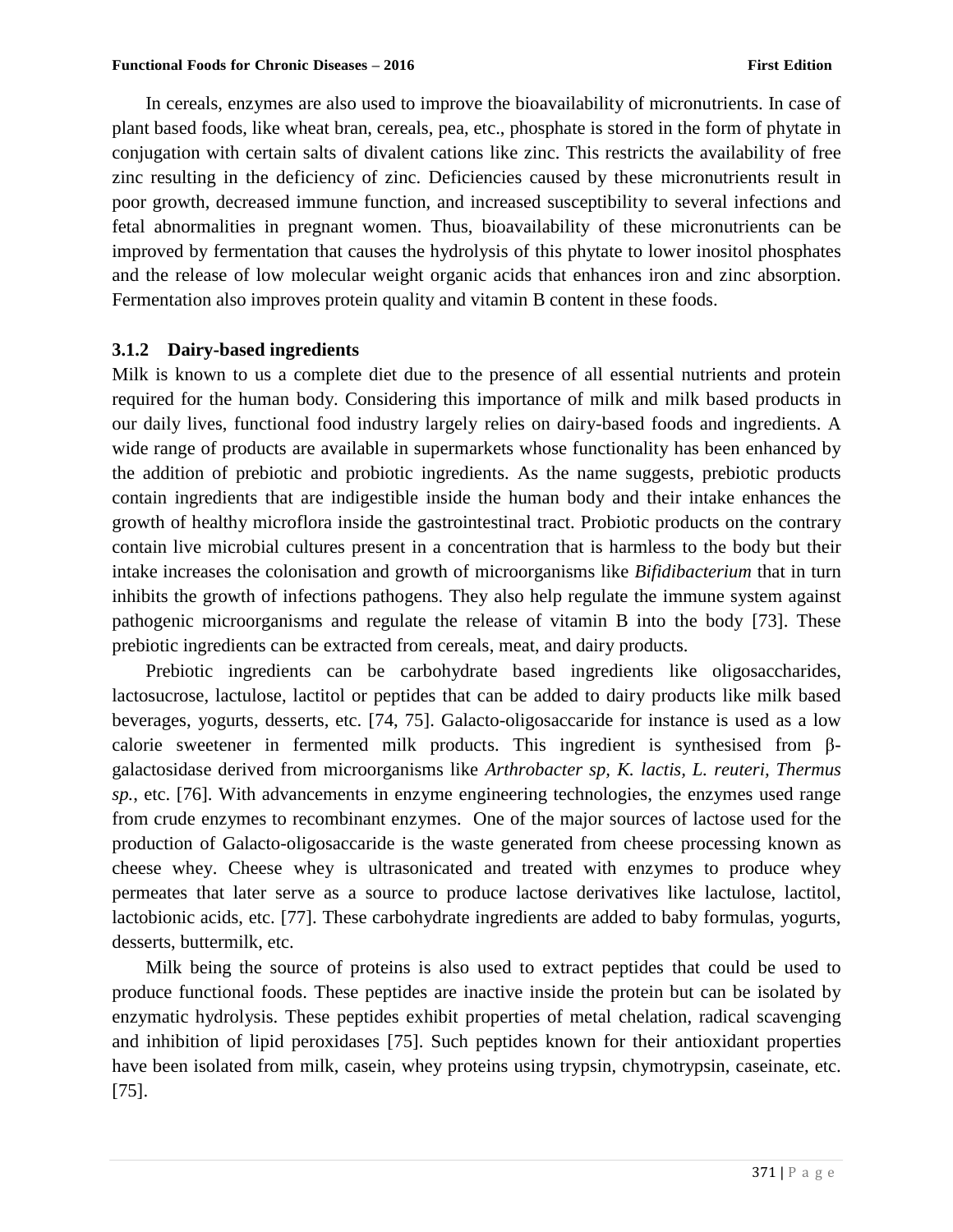In cereals, enzymes are also used to improve the bioavailability of micronutrients. In case of plant based foods, like wheat bran, cereals, pea, etc., phosphate is stored in the form of phytate in conjugation with certain salts of divalent cations like zinc. This restricts the availability of free zinc resulting in the deficiency of zinc. Deficiencies caused by these micronutrients result in poor growth, decreased immune function, and increased susceptibility to several infections and fetal abnormalities in pregnant women. Thus, bioavailability of these micronutrients can be improved by fermentation that causes the hydrolysis of this phytate to lower inositol phosphates and the release of low molecular weight organic acids that enhances iron and zinc absorption. Fermentation also improves protein quality and vitamin B content in these foods.

### 3.1.2 Dairy-based ingredients

Milk is known to us a complete diet due to the presence of all essential nutrients and protein required for the human body. Considering this importance of milk and milk based products in our daily lives, functional food industry largely relies on dairy-based foods and ingredients. A wide range of products are available in supermarkets whose functionality has been enhanced by the addition of prebiotic and probiotic ingredients. As the name suggests, prebiotic products contain ingredients that are indigestible inside the human body and their intake enhances the growth of healthy microflora inside the gastrointestinal tract. Probiotic products on the contrary contain live microbial cultures present in a concentration that is harmless to the body but their intake increases the colonisation and growth of microorganisms like *Bifidibacterium* that in turn inhibits the growth of infections pathogens. They also help regulate the immune system against pathogenic microorganisms and regulate the release of vitamin B into the body [73]. These prebiotic ingredients can be extracted from cereals, meat, and dairy products.

Prebiotic ingredients can be carbohydrate based ingredients like oligosaccharides, lactosucrose, lactulose, lactitol or peptides that can be added to dairy products like milk based beverages, yogurts, desserts, etc. [74, 75]. Galacto-oligosaccaride for instance is used as a low calorie sweetener in fermented milk products. This ingredient is synthesised from β-galactosidase derived from microorganisms like *Arthrobacter sp, K. lactis, L. reuteri, Thermus sp.*, etc. [76]. With advancements in enzyme engineering technologies, the enzymes used range from crude enzymes to recombinant enzymes. One of the major sources of lactose used for the production of Galacto-oligosaccaride is the waste generated from cheese processing known as cheese whey. Cheese whey is ultrasonicated and treated with enzymes to produce whey permeates that later serve as a source to produce lactose derivatives like lactulose, lactitol, lactobionic acids, etc. [77]. These carbohydrate ingredients are added to baby formulas, yogurts, desserts, buttermilk, etc.

Milk being the source of proteins is also used to extract peptides that could be used to produce functional foods. These peptides are inactive inside the protein but can be isolated by enzymatic hydrolysis. These peptides exhibit properties of metal chelation, radical scavenging and inhibition of lipid peroxidases [75]. Such peptides known for their antioxidant properties have been isolated from milk, casein, whey proteins using trypsin, chymotrypsin, caseinate, etc. [75].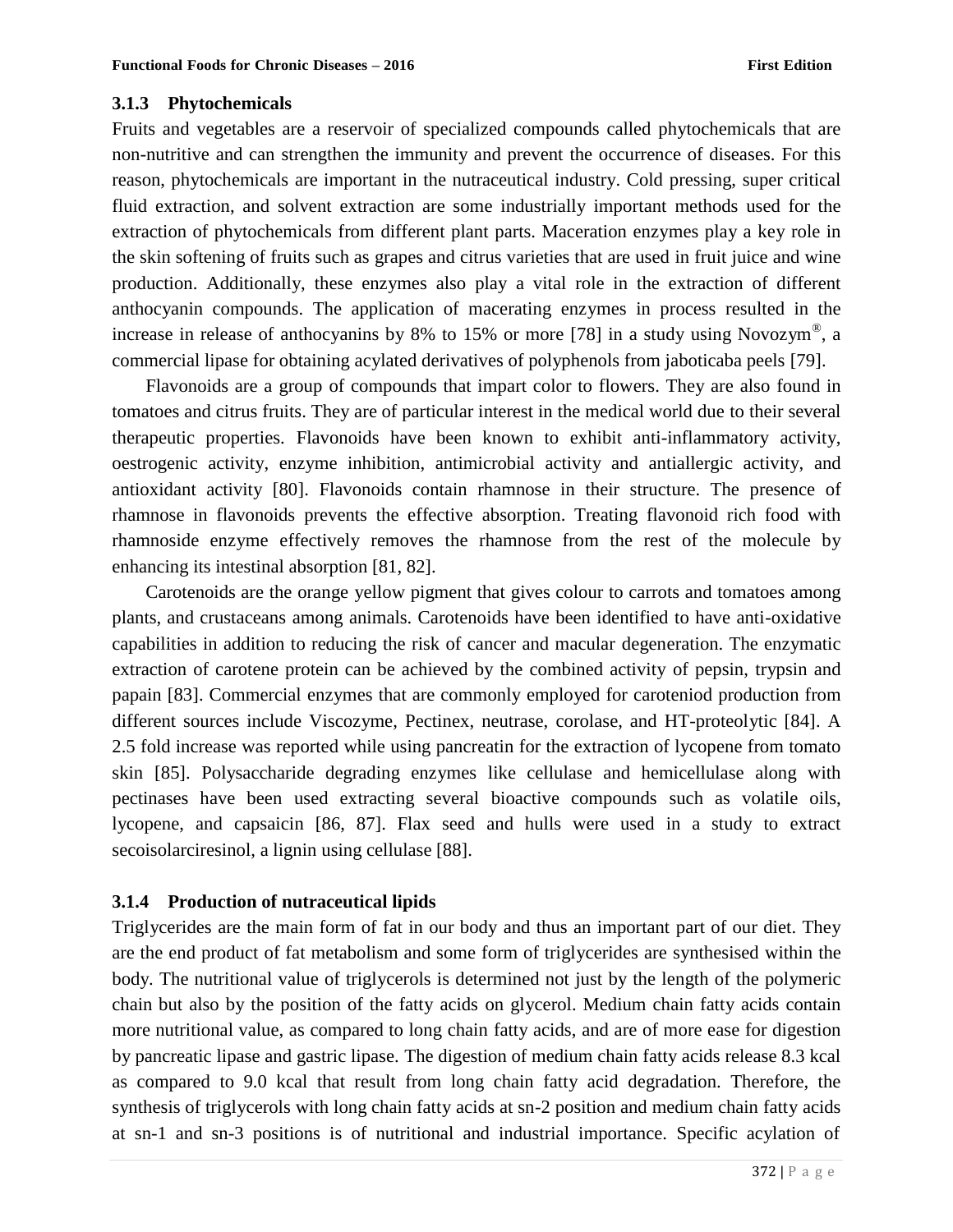### 3.1.3 Phytochemicals

Fruits and vegetables are a reservoir of specialized compounds called phytochemicals that are non-nutritive and can strengthen the immunity and prevent the occurrence of diseases. For this reason, phytochemicals are important in the nutraceutical industry. Cold pressing, super critical fluid extraction, and solvent extraction are some industrially important methods used for the extraction of phytochemicals from different plant parts. Maceration enzymes play a key role in the skin softening of fruits such as grapes and citrus varieties that are used in fruit juice and wine production. Additionally, these enzymes also play a vital role in the extraction of different anthocyanin compounds. The application of macerating enzymes in process resulted in the increase in release of anthocyanins by 8% to 15% or more [78] in a study using Novozym®, a commercial lipase for obtaining acylated derivatives of polyphenols from jaboticaba peels [79].

Flavonoids are a group of compounds that impart color to flowers. They are also found in tomatoes and citrus fruits. They are of particular interest in the medical world due to their several therapeutic properties. Flavonoids have been known to exhibit anti-inflammatory activity, oestrogenic activity, enzyme inhibition, antimicrobial activity and antiallergic activity, and antioxidant activity [80]. Flavonoids contain rhamnose in their structure. The presence of rhamnose in flavonoids prevents the effective absorption. Treating flavonoid rich food with rhamnoside enzyme effectively removes the rhamnose from the rest of the molecule by enhancing its intestinal absorption [81, 82].

Carotenoids are the orange yellow pigment that gives colour to carrots and tomatoes among plants, and crustaceans among animals. Carotenoids have been identified to have anti-oxidative capabilities in addition to reducing the risk of cancer and macular degeneration. The enzymatic extraction of carotene protein can be achieved by the combined activity of pepsin, trypsin and papain [83]. Commercial enzymes that are commonly employed for caroteniod production from different sources include Viscozyme, Pectinex, neutrase, corolase, and HT-proteolytic [84]. A 2.5 fold increase was reported while using pancreatin for the extraction of lycopene from tomato skin [85]. Polysaccharide degrading enzymes like cellulase and hemicellulase along with pectinases have been used extracting several bioactive compounds such as volatile oils, lycopene, and capsaicin [86, 87]. Flax seed and hulls were used in a study to extract secoisolarciresinol, a lignin using cellulase [88].

### 3.1.4 Production of nutraceutical lipids

Triglycerides are the main form of fat in our body and thus an important part of our diet. They are the end product of fat metabolism and some form of triglycerides are synthesised within the body. The nutritional value of triglycerols is determined not just by the length of the polymeric chain but also by the position of the fatty acids on glycerol. Medium chain fatty acids contain more nutritional value, as compared to long chain fatty acids, and are of more ease for digestion by pancreatic lipase and gastric lipase. The digestion of medium chain fatty acids release 8.3 kcal as compared to 9.0 kcal that result from long chain fatty acid degradation. Therefore, the synthesis of triglycerols with long chain fatty acids at sn-2 position and medium chain fatty acids at sn-1 and sn-3 positions is of nutritional and industrial importance. Specific acylation of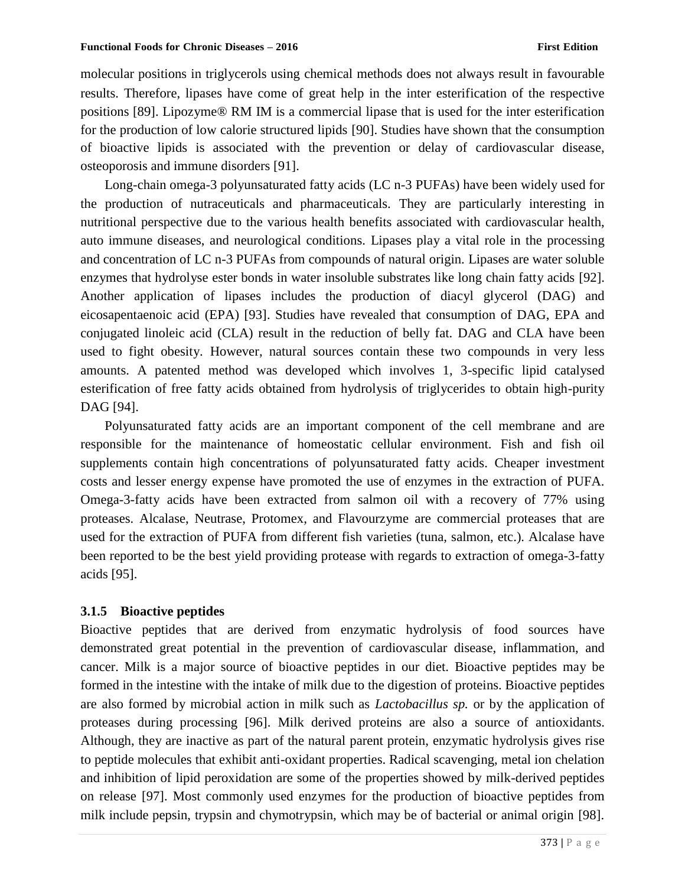molecular positions in triglycerols using chemical methods does not always result in favourable results. Therefore, lipases have come of great help in the inter esterification of the respective positions [89]. Lipozyme® RM IM is a commercial lipase that is used for the inter esterification for the production of low calorie structured lipids [90]. Studies have shown that the consumption of bioactive lipids is associated with the prevention or delay of cardiovascular disease, osteoporosis and immune disorders [91].

Long-chain omega-3 polyunsaturated fatty acids (LC n-3 PUFAs) have been widely used for the production of nutraceuticals and pharmaceuticals. They are particularly interesting in nutritional perspective due to the various health benefits associated with cardiovascular health, auto immune diseases, and neurological conditions. Lipases play a vital role in the processing and concentration of LC n-3 PUFAs from compounds of natural origin. Lipases are water soluble enzymes that hydrolyse ester bonds in water insoluble substrates like long chain fatty acids [92]. Another application of lipases includes the production of diacyl glycerol (DAG) and eicosapentaenoic acid (EPA) [93]. Studies have revealed that consumption of DAG, EPA and conjugated linoleic acid (CLA) result in the reduction of belly fat. DAG and CLA have been used to fight obesity. However, natural sources contain these two compounds in very less amounts. A patented method was developed which involves 1, 3-specific lipid catalysed esterification of free fatty acids obtained from hydrolysis of triglycerides to obtain high-purity DAG [94].

Polyunsaturated fatty acids are an important component of the cell membrane and are responsible for the maintenance of homeostatic cellular environment. Fish and fish oil supplements contain high concentrations of polyunsaturated fatty acids. Cheaper investment costs and lesser energy expense have promoted the use of enzymes in the extraction of PUFA. Omega-3-fatty acids have been extracted from salmon oil with a recovery of 77% using proteases. Alcalase, Neutrase, Protomex, and Flavourzyme are commercial proteases that are used for the extraction of PUFA from different fish varieties (tuna, salmon, etc.). Alcalase have been reported to be the best yield providing protease with regards to extraction of omega-3-fatty acids [95].

### 3.1.5 Bioactive peptides

Bioactive peptides that are derived from enzymatic hydrolysis of food sources have demonstrated great potential in the prevention of cardiovascular disease, inflammation, and cancer. Milk is a major source of bioactive peptides in our diet. Bioactive peptides may be formed in the intestine with the intake of milk due to the digestion of proteins. Bioactive peptides are also formed by microbial action in milk such as *Lactobacillus sp.* or by the application of proteases during processing [96]. Milk derived proteins are also a source of antioxidants. Although, they are inactive as part of the natural parent protein, enzymatic hydrolysis gives rise to peptide molecules that exhibit anti-oxidant properties. Radical scavenging, metal ion chelation and inhibition of lipid peroxidation are some of the properties showed by milk-derived peptides on release [97]. Most commonly used enzymes for the production of bioactive peptides from milk include pepsin, trypsin and chymotrypsin, which may be of bacterial or animal origin [98].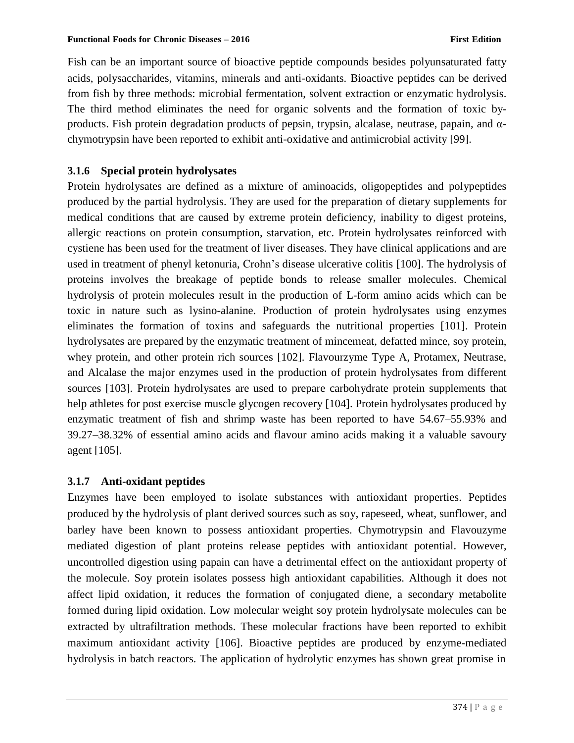Fish can be an important source of bioactive peptide compounds besides polyunsaturated fatty acids, polysaccharides, vitamins, minerals and anti-oxidants. Bioactive peptides can be derived from fish by three methods: microbial fermentation, solvent extraction or enzymatic hydrolysis. The third method eliminates the need for organic solvents and the formation of toxic by-products. Fish protein degradation products of pepsin, trypsin, alcalase, neutrase, papain, and α-chymotrypsin have been reported to exhibit anti-oxidative and antimicrobial activity [99].

### 3.1.6 Special protein hydrolysates

Protein hydrolysates are defined as a mixture of aminoacids, oligopeptides and polypeptides produced by the partial hydrolysis. They are used for the preparation of dietary supplements for medical conditions that are caused by extreme protein deficiency, inability to digest proteins, allergic reactions on protein consumption, starvation, etc. Protein hydrolysates reinforced with cystiene has been used for the treatment of liver diseases. They have clinical applications and are used in treatment of phenyl ketonuria, Crohn's disease ulcerative colitis [100]. The hydrolysis of proteins involves the breakage of peptide bonds to release smaller molecules. Chemical hydrolysis of protein molecules result in the production of L-form amino acids which can be toxic in nature such as lysino-alanine. Production of protein hydrolysates using enzymes eliminates the formation of toxins and safeguards the nutritional properties [101]. Protein hydrolysates are prepared by the enzymatic treatment of mincemeat, defatted mince, soy protein, whey protein, and other protein rich sources [102]. Flavourzyme Type A, Protamex, Neutrase, and Alcalase the major enzymes used in the production of protein hydrolysates from different sources [103]. Protein hydrolysates are used to prepare carbohydrate protein supplements that help athletes for post exercise muscle glycogen recovery [104]. Protein hydrolysates produced by enzymatic treatment of fish and shrimp waste has been reported to have 54.67–55.93% and 39.27–38.32% of essential amino acids and flavour amino acids making it a valuable savoury agent [105].

### 3.1.7 Anti-oxidant peptides

Enzymes have been employed to isolate substances with antioxidant properties. Peptides produced by the hydrolysis of plant derived sources such as soy, rapeseed, wheat, sunflower, and barley have been known to possess antioxidant properties. Chymotrypsin and Flavouzyme mediated digestion of plant proteins release peptides with antioxidant potential. However, uncontrolled digestion using papain can have a detrimental effect on the antioxidant property of the molecule. Soy protein isolates possess high antioxidant capabilities. Although it does not affect lipid oxidation, it reduces the formation of conjugated diene, a secondary metabolite formed during lipid oxidation. Low molecular weight soy protein hydrolysate molecules can be extracted by ultrafiltration methods. These molecular fractions have been reported to exhibit maximum antioxidant activity [106]. Bioactive peptides are produced by enzyme-mediated hydrolysis in batch reactors. The application of hydrolytic enzymes has shown great promise in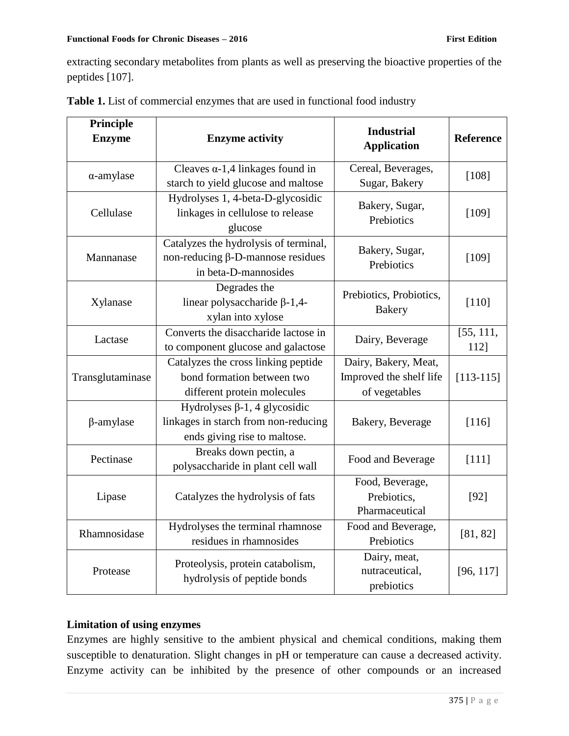extracting secondary metabolites from plants as well as preserving the bioactive properties of the peptides [107].

**Table 1.** List of commercial enzymes that are used in functional food industry

| Principle Enzyme | Enzyme activity | Industrial Application | Reference |
|---|---|---|---|
| α-amylase | Cleaves α-1,4 linkages found in starch to yield glucose and maltose | Cereal, Beverages, Sugar, Bakery | [108] |
| Cellulase | Hydrolyses 1, 4-beta-D-glycosidic linkages in cellulose to release glucose | Bakery, Sugar, Prebiotics | [109] |
| Mannanase | Catalyzes the hydrolysis of terminal, non-reducing β-D-mannose residues in beta-D-mannosides | Bakery, Sugar, Prebiotics | [109] |
| Xylanase | Degrades the linear polysaccharide β-1,4-xylan into xylose | Prebiotics, Probiotics, Bakery | [110] |
| Lactase | Converts the disaccharide lactose in to component glucose and galactose | Dairy, Beverage | [55, 111, 112] |
| Transglutaminase | Catalyzes the cross linking peptide bond formation between two different protein molecules | Dairy, Bakery, Meat, Improved the shelf life of vegetables | [113-115] |
| β-amylase | Hydrolyses β-1, 4 glycosidic linkages in starch from non-reducing ends giving rise to maltose. | Bakery, Beverage | [116] |
| Pectinase | Breaks down pectin, a polysaccharide in plant cell wall | Food and Beverage | [111] |
| Lipase | Catalyzes the hydrolysis of fats | Food, Beverage, Prebiotics, Pharmaceutical | [92] |
| Rhamnosidase | Hydrolyses the terminal rhamnose residues in rhamnosides | Food and Beverage, Prebiotics | [81, 82] |
| Protease | Proteolysis, protein catabolism, hydrolysis of peptide bonds | Dairy, meat, nutraceutical, prebiotics | [96, 117] |

**Limitation of using enzymes**

Enzymes are highly sensitive to the ambient physical and chemical conditions, making them susceptible to denaturation. Slight changes in pH or temperature can cause a decreased activity. Enzyme activity can be inhibited by the presence of other compounds or an increased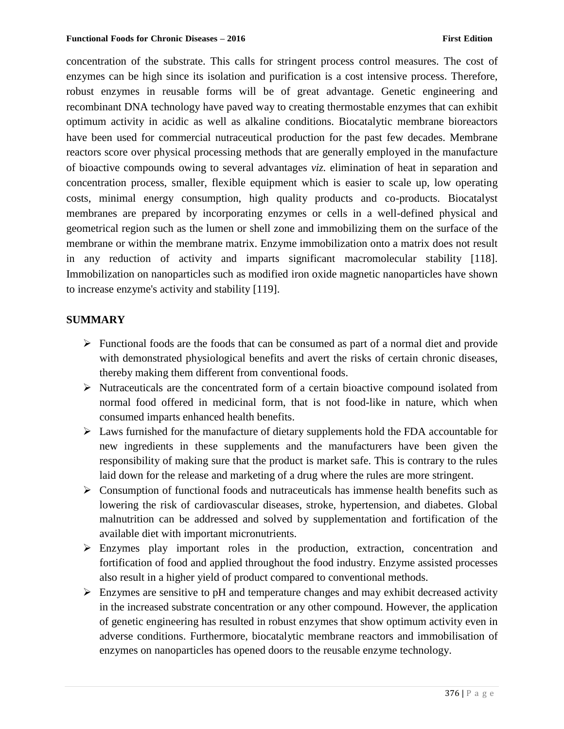concentration of the substrate. This calls for stringent process control measures. The cost of enzymes can be high since its isolation and purification is a cost intensive process. Therefore, robust enzymes in reusable forms will be of great advantage. Genetic engineering and recombinant DNA technology have paved way to creating thermostable enzymes that can exhibit optimum activity in acidic as well as alkaline conditions. Biocatalytic membrane bioreactors have been used for commercial nutraceutical production for the past few decades. Membrane reactors score over physical processing methods that are generally employed in the manufacture of bioactive compounds owing to several advantages *viz.* elimination of heat in separation and concentration process, smaller, flexible equipment which is easier to scale up, low operating costs, minimal energy consumption, high quality products and co-products. Biocatalyst membranes are prepared by incorporating enzymes or cells in a well-defined physical and geometrical region such as the lumen or shell zone and immobilizing them on the surface of the membrane or within the membrane matrix. Enzyme immobilization onto a matrix does not result in any reduction of activity and imparts significant macromolecular stability [118]. Immobilization on nanoparticles such as modified iron oxide magnetic nanoparticles have shown to increase enzyme's activity and stability [119].

## SUMMARY

- Functional foods are the foods that can be consumed as part of a normal diet and provide with demonstrated physiological benefits and avert the risks of certain chronic diseases, thereby making them different from conventional foods.
- Nutraceuticals are the concentrated form of a certain bioactive compound isolated from normal food offered in medicinal form, that is not food-like in nature, which when consumed imparts enhanced health benefits.
- Laws furnished for the manufacture of dietary supplements hold the FDA accountable for new ingredients in these supplements and the manufacturers have been given the responsibility of making sure that the product is market safe. This is contrary to the rules laid down for the release and marketing of a drug where the rules are more stringent.
- Consumption of functional foods and nutraceuticals has immense health benefits such as lowering the risk of cardiovascular diseases, stroke, hypertension, and diabetes. Global malnutrition can be addressed and solved by supplementation and fortification of the available diet with important micronutrients.
- Enzymes play important roles in the production, extraction, concentration and fortification of food and applied throughout the food industry. Enzyme assisted processes also result in a higher yield of product compared to conventional methods.
- Enzymes are sensitive to pH and temperature changes and may exhibit decreased activity in the increased substrate concentration or any other compound. However, the application of genetic engineering has resulted in robust enzymes that show optimum activity even in adverse conditions. Furthermore, biocatalytic membrane reactors and immobilisation of enzymes on nanoparticles has opened doors to the reusable enzyme technology.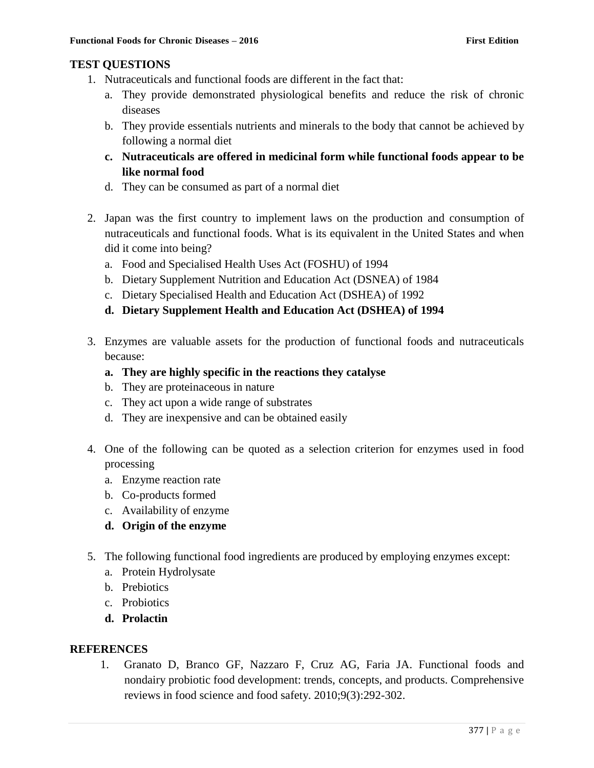## TEST QUESTIONS

1. Nutraceuticals and functional foods are different in the fact that:
   a. They provide demonstrated physiological benefits and reduce the risk of chronic diseases
   b. They provide essentials nutrients and minerals to the body that cannot be achieved by following a normal diet
   **c. Nutraceuticals are offered in medicinal form while functional foods appear to be like normal food**
   d. They can be consumed as part of a normal diet

2. Japan was the first country to implement laws on the production and consumption of nutraceuticals and functional foods. What is its equivalent in the United States and when did it come into being?
   a. Food and Specialised Health Uses Act (FOSHU) of 1994
   b. Dietary Supplement Nutrition and Education Act (DSNEA) of 1984
   c. Dietary Specialised Health and Education Act (DSHEA) of 1992
   **d. Dietary Supplement Health and Education Act (DSHEA) of 1994**

3. Enzymes are valuable assets for the production of functional foods and nutraceuticals because:
   **a. They are highly specific in the reactions they catalyse**
   b. They are proteinaceous in nature
   c. They act upon a wide range of substrates
   d. They are inexpensive and can be obtained easily

4. One of the following can be quoted as a selection criterion for enzymes used in food processing
   a. Enzyme reaction rate
   b. Co-products formed
   c. Availability of enzyme
   **d. Origin of the enzyme**

5. The following functional food ingredients are produced by employing enzymes except:
   a. Protein Hydrolysate
   b. Prebiotics
   c. Probiotics
   **d. Prolactin**

## REFERENCES

1. Granato D, Branco GF, Nazzaro F, Cruz AG, Faria JA. Functional foods and nondairy probiotic food development: trends, concepts, and products. Comprehensive reviews in food science and food safety. 2010;9(3):292-302.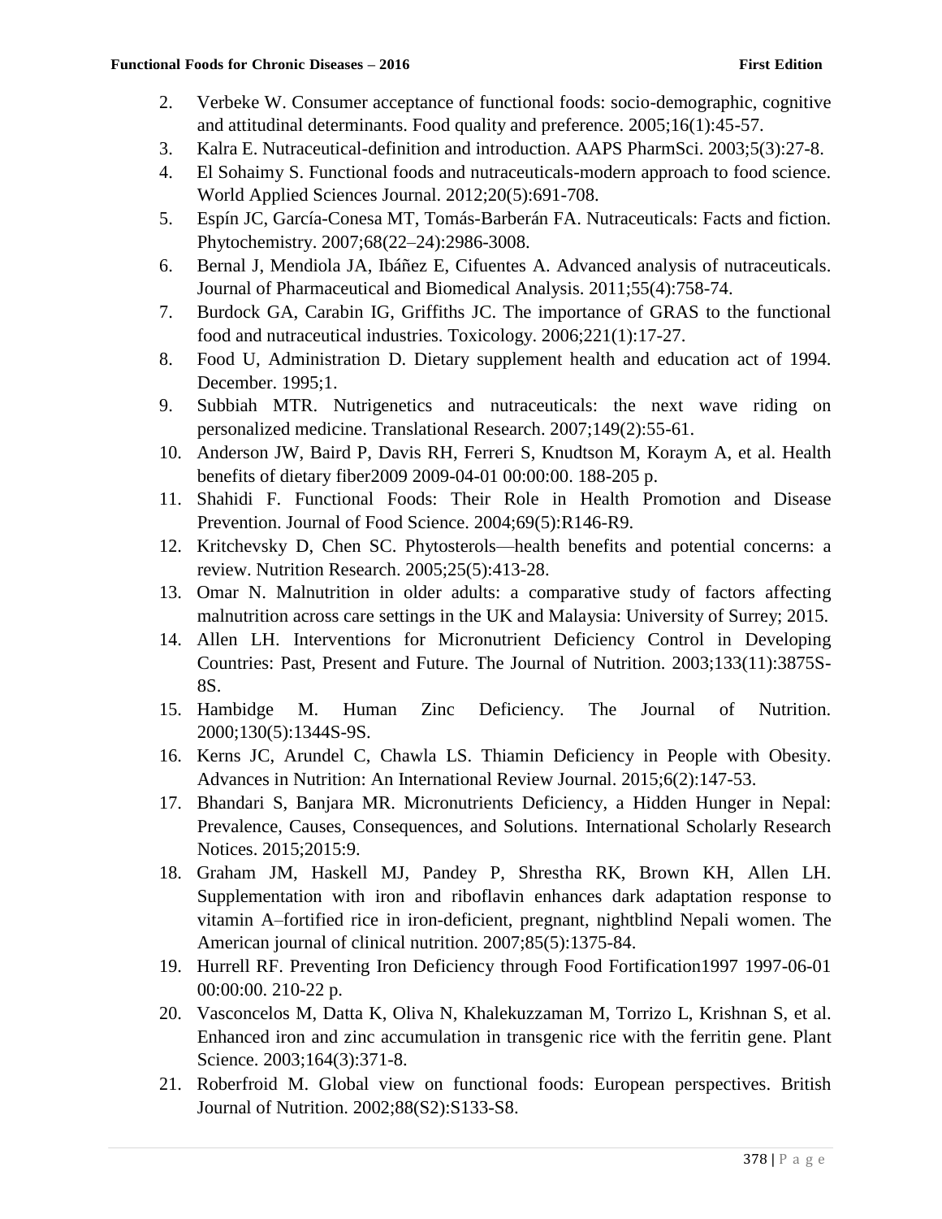2. Verbeke W. Consumer acceptance of functional foods: socio-demographic, cognitive and attitudinal determinants. Food quality and preference. 2005;16(1):45-57.
3. Kalra E. Nutraceutical-definition and introduction. AAPS PharmSci. 2003;5(3):27-8.
4. El Sohaimy S. Functional foods and nutraceuticals-modern approach to food science. World Applied Sciences Journal. 2012;20(5):691-708.
5. Espín JC, García-Conesa MT, Tomás-Barberán FA. Nutraceuticals: Facts and fiction. Phytochemistry. 2007;68(22–24):2986-3008.
6. Bernal J, Mendiola JA, Ibáñez E, Cifuentes A. Advanced analysis of nutraceuticals. Journal of Pharmaceutical and Biomedical Analysis. 2011;55(4):758-74.
7. Burdock GA, Carabin IG, Griffiths JC. The importance of GRAS to the functional food and nutraceutical industries. Toxicology. 2006;221(1):17-27.
8. Food U, Administration D. Dietary supplement health and education act of 1994. December. 1995;1.
9. Subbiah MTR. Nutrigenetics and nutraceuticals: the next wave riding on personalized medicine. Translational Research. 2007;149(2):55-61.
10. Anderson JW, Baird P, Davis RH, Ferreri S, Knudtson M, Koraym A, et al. Health benefits of dietary fiber2009 2009-04-01 00:00:00. 188-205 p.
11. Shahidi F. Functional Foods: Their Role in Health Promotion and Disease Prevention. Journal of Food Science. 2004;69(5):R146-R9.
12. Kritchevsky D, Chen SC. Phytosterols—health benefits and potential concerns: a review. Nutrition Research. 2005;25(5):413-28.
13. Omar N. Malnutrition in older adults: a comparative study of factors affecting malnutrition across care settings in the UK and Malaysia: University of Surrey; 2015.
14. Allen LH. Interventions for Micronutrient Deficiency Control in Developing Countries: Past, Present and Future. The Journal of Nutrition. 2003;133(11):3875S-8S.
15. Hambidge M. Human Zinc Deficiency. The Journal of Nutrition. 2000;130(5):1344S-9S.
16. Kerns JC, Arundel C, Chawla LS. Thiamin Deficiency in People with Obesity. Advances in Nutrition: An International Review Journal. 2015;6(2):147-53.
17. Bhandari S, Banjara MR. Micronutrients Deficiency, a Hidden Hunger in Nepal: Prevalence, Causes, Consequences, and Solutions. International Scholarly Research Notices. 2015;2015:9.
18. Graham JM, Haskell MJ, Pandey P, Shrestha RK, Brown KH, Allen LH. Supplementation with iron and riboflavin enhances dark adaptation response to vitamin A–fortified rice in iron-deficient, pregnant, nightblind Nepali women. The American journal of clinical nutrition. 2007;85(5):1375-84.
19. Hurrell RF. Preventing Iron Deficiency through Food Fortification1997 1997-06-01 00:00:00. 210-22 p.
20. Vasconcelos M, Datta K, Oliva N, Khalekuzzaman M, Torrizo L, Krishnan S, et al. Enhanced iron and zinc accumulation in transgenic rice with the ferritin gene. Plant Science. 2003;164(3):371-8.
21. Roberfroid M. Global view on functional foods: European perspectives. British Journal of Nutrition. 2002;88(S2):S133-S8.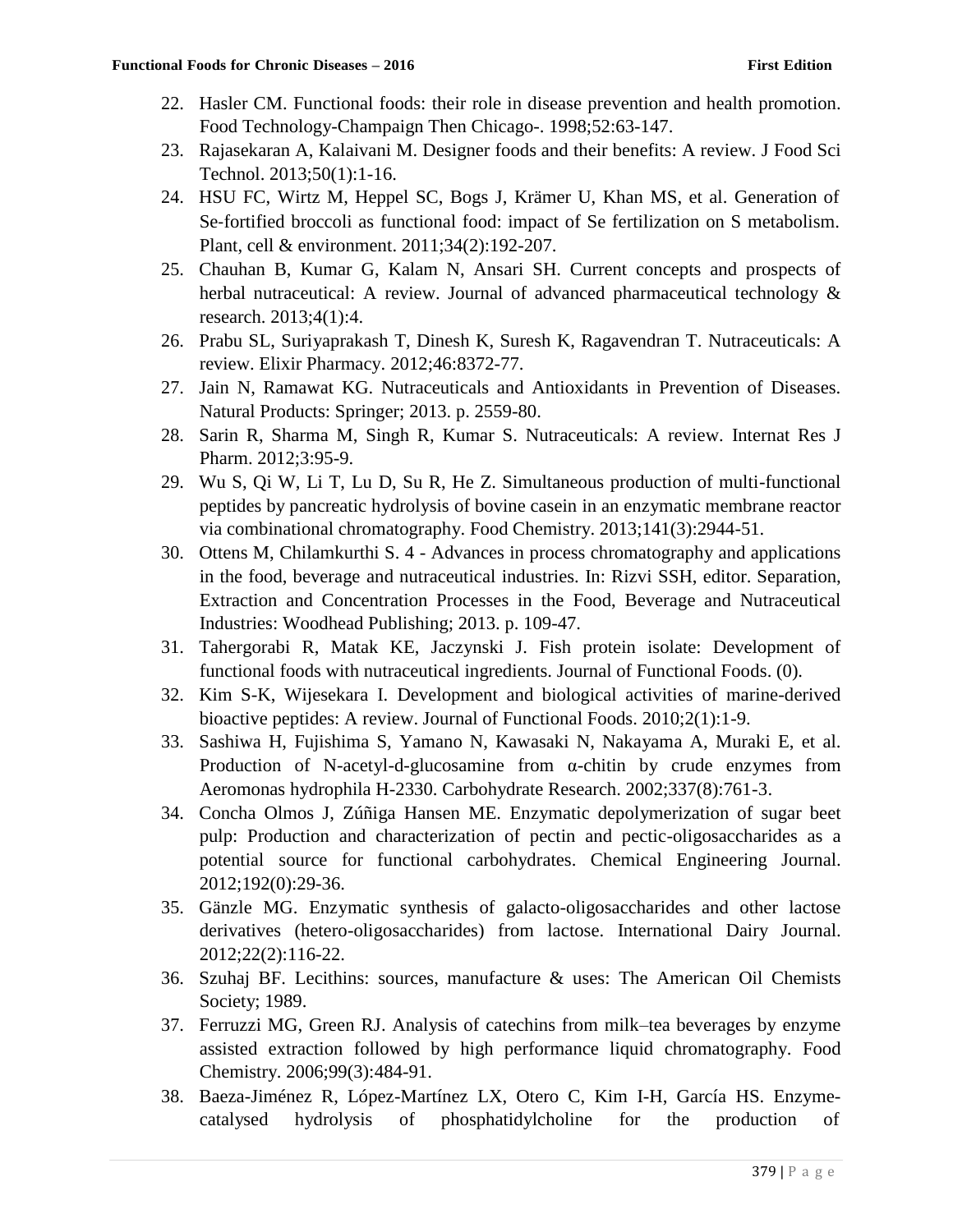22. Hasler CM. Functional foods: their role in disease prevention and health promotion. Food Technology-Champaign Then Chicago-. 1998;52:63-147.
23. Rajasekaran A, Kalaivani M. Designer foods and their benefits: A review. J Food Sci Technol. 2013;50(1):1-16.
24. HSU FC, Wirtz M, Heppel SC, Bogs J, Krämer U, Khan MS, et al. Generation of Se-fortified broccoli as functional food: impact of Se fertilization on S metabolism. Plant, cell & environment. 2011;34(2):192-207.
25. Chauhan B, Kumar G, Kalam N, Ansari SH. Current concepts and prospects of herbal nutraceutical: A review. Journal of advanced pharmaceutical technology & research. 2013;4(1):4.
26. Prabu SL, Suriyaprakash T, Dinesh K, Suresh K, Ragavendran T. Nutraceuticals: A review. Elixir Pharmacy. 2012;46:8372-77.
27. Jain N, Ramawat KG. Nutraceuticals and Antioxidants in Prevention of Diseases. Natural Products: Springer; 2013. p. 2559-80.
28. Sarin R, Sharma M, Singh R, Kumar S. Nutraceuticals: A review. Internat Res J Pharm. 2012;3:95-9.
29. Wu S, Qi W, Li T, Lu D, Su R, He Z. Simultaneous production of multi-functional peptides by pancreatic hydrolysis of bovine casein in an enzymatic membrane reactor via combinational chromatography. Food Chemistry. 2013;141(3):2944-51.
30. Ottens M, Chilamkurthi S. 4 - Advances in process chromatography and applications in the food, beverage and nutraceutical industries. In: Rizvi SSH, editor. Separation, Extraction and Concentration Processes in the Food, Beverage and Nutraceutical Industries: Woodhead Publishing; 2013. p. 109-47.
31. Tahergorabi R, Matak KE, Jaczynski J. Fish protein isolate: Development of functional foods with nutraceutical ingredients. Journal of Functional Foods. (0).
32. Kim S-K, Wijesekara I. Development and biological activities of marine-derived bioactive peptides: A review. Journal of Functional Foods. 2010;2(1):1-9.
33. Sashiwa H, Fujishima S, Yamano N, Kawasaki N, Nakayama A, Muraki E, et al. Production of N-acetyl-d-glucosamine from α-chitin by crude enzymes from Aeromonas hydrophila H-2330. Carbohydrate Research. 2002;337(8):761-3.
34. Concha Olmos J, Zúñiga Hansen ME. Enzymatic depolymerization of sugar beet pulp: Production and characterization of pectin and pectic-oligosaccharides as a potential source for functional carbohydrates. Chemical Engineering Journal. 2012;192(0):29-36.
35. Gänzle MG. Enzymatic synthesis of galacto-oligosaccharides and other lactose derivatives (hetero-oligosaccharides) from lactose. International Dairy Journal. 2012;22(2):116-22.
36. Szuhaj BF. Lecithins: sources, manufacture & uses: The American Oil Chemists Society; 1989.
37. Ferruzzi MG, Green RJ. Analysis of catechins from milk–tea beverages by enzyme assisted extraction followed by high performance liquid chromatography. Food Chemistry. 2006;99(3):484-91.
38. Baeza-Jiménez R, López-Martínez LX, Otero C, Kim I-H, García HS. Enzyme-catalysed hydrolysis of phosphatidylcholine for the production of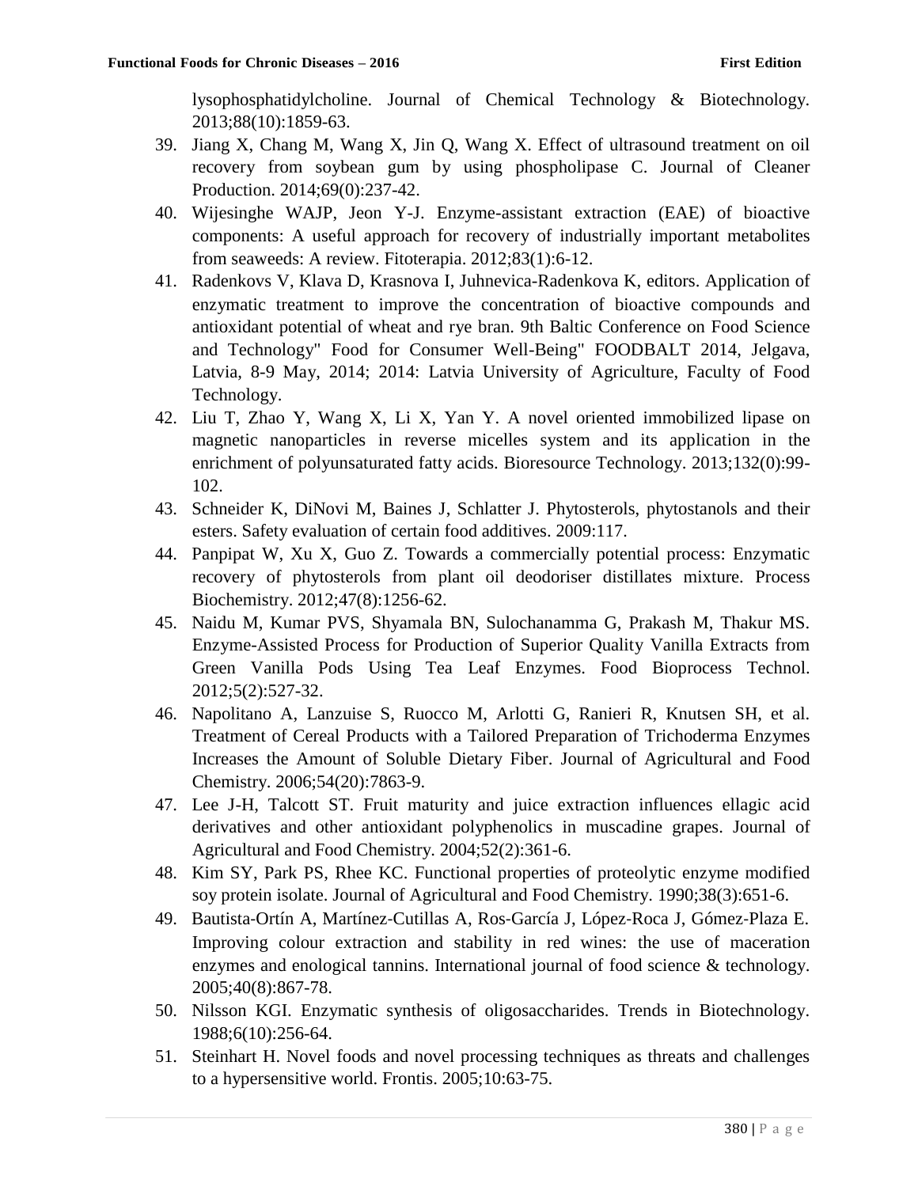lysophosphatidylcholine. Journal of Chemical Technology & Biotechnology. 2013;88(10):1859-63.

39. Jiang X, Chang M, Wang X, Jin Q, Wang X. Effect of ultrasound treatment on oil recovery from soybean gum by using phospholipase C. Journal of Cleaner Production. 2014;69(0):237-42.
40. Wijesinghe WAJP, Jeon Y-J. Enzyme-assistant extraction (EAE) of bioactive components: A useful approach for recovery of industrially important metabolites from seaweeds: A review. Fitoterapia. 2012;83(1):6-12.
41. Radenkovs V, Klava D, Krasnova I, Juhnevica-Radenkova K, editors. Application of enzymatic treatment to improve the concentration of bioactive compounds and antioxidant potential of wheat and rye bran. 9th Baltic Conference on Food Science and Technology" Food for Consumer Well-Being" FOODBALT 2014, Jelgava, Latvia, 8-9 May, 2014; 2014: Latvia University of Agriculture, Faculty of Food Technology.
42. Liu T, Zhao Y, Wang X, Li X, Yan Y. A novel oriented immobilized lipase on magnetic nanoparticles in reverse micelles system and its application in the enrichment of polyunsaturated fatty acids. Bioresource Technology. 2013;132(0):99-102.
43. Schneider K, DiNovi M, Baines J, Schlatter J. Phytosterols, phytostanols and their esters. Safety evaluation of certain food additives. 2009:117.
44. Panpipat W, Xu X, Guo Z. Towards a commercially potential process: Enzymatic recovery of phytosterols from plant oil deodoriser distillates mixture. Process Biochemistry. 2012;47(8):1256-62.
45. Naidu M, Kumar PVS, Shyamala BN, Sulochanamma G, Prakash M, Thakur MS. Enzyme-Assisted Process for Production of Superior Quality Vanilla Extracts from Green Vanilla Pods Using Tea Leaf Enzymes. Food Bioprocess Technol. 2012;5(2):527-32.
46. Napolitano A, Lanzuise S, Ruocco M, Arlotti G, Ranieri R, Knutsen SH, et al. Treatment of Cereal Products with a Tailored Preparation of Trichoderma Enzymes Increases the Amount of Soluble Dietary Fiber. Journal of Agricultural and Food Chemistry. 2006;54(20):7863-9.
47. Lee J-H, Talcott ST. Fruit maturity and juice extraction influences ellagic acid derivatives and other antioxidant polyphenolics in muscadine grapes. Journal of Agricultural and Food Chemistry. 2004;52(2):361-6.
48. Kim SY, Park PS, Rhee KC. Functional properties of proteolytic enzyme modified soy protein isolate. Journal of Agricultural and Food Chemistry. 1990;38(3):651-6.
49. Bautista-Ortín A, Martínez-Cutillas A, Ros-García J, López-Roca J, Gómez-Plaza E. Improving colour extraction and stability in red wines: the use of maceration enzymes and enological tannins. International journal of food science & technology. 2005;40(8):867-78.
50. Nilsson KGI. Enzymatic synthesis of oligosaccharides. Trends in Biotechnology. 1988;6(10):256-64.
51. Steinhart H. Novel foods and novel processing techniques as threats and challenges to a hypersensitive world. Frontis. 2005;10:63-75.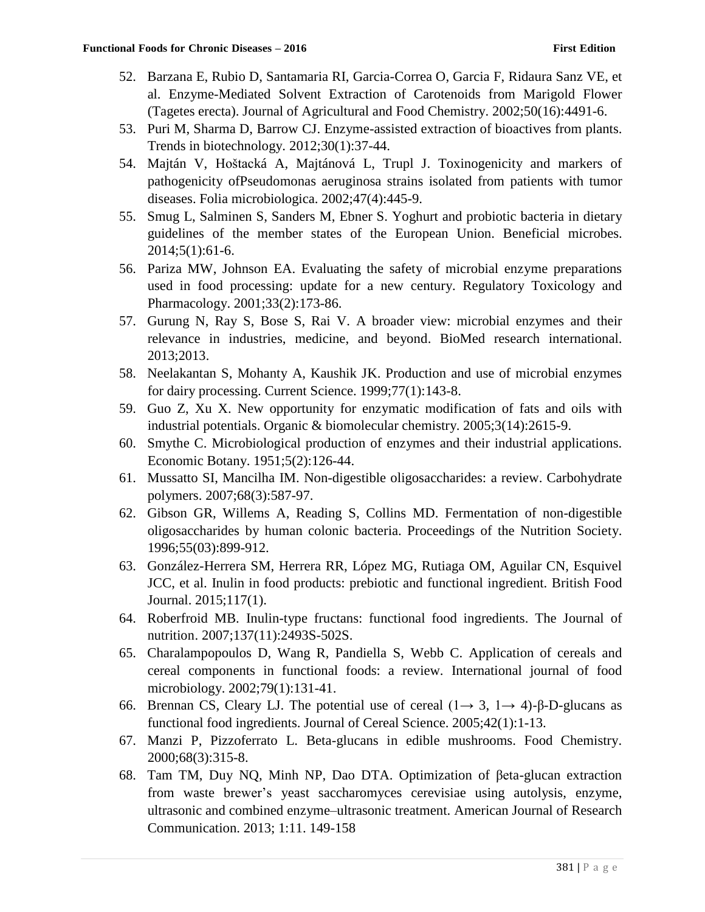52. Barzana E, Rubio D, Santamaria RI, Garcia-Correa O, Garcia F, Ridaura Sanz VE, et al. Enzyme-Mediated Solvent Extraction of Carotenoids from Marigold Flower (Tagetes erecta). Journal of Agricultural and Food Chemistry. 2002;50(16):4491-6.
53. Puri M, Sharma D, Barrow CJ. Enzyme-assisted extraction of bioactives from plants. Trends in biotechnology. 2012;30(1):37-44.
54. Majtán V, Hoštacká A, Majtánová L, Trupl J. Toxinogenicity and markers of pathogenicity ofPseudomonas aeruginosa strains isolated from patients with tumor diseases. Folia microbiologica. 2002;47(4):445-9.
55. Smug L, Salminen S, Sanders M, Ebner S. Yoghurt and probiotic bacteria in dietary guidelines of the member states of the European Union. Beneficial microbes. 2014;5(1):61-6.
56. Pariza MW, Johnson EA. Evaluating the safety of microbial enzyme preparations used in food processing: update for a new century. Regulatory Toxicology and Pharmacology. 2001;33(2):173-86.
57. Gurung N, Ray S, Bose S, Rai V. A broader view: microbial enzymes and their relevance in industries, medicine, and beyond. BioMed research international. 2013;2013.
58. Neelakantan S, Mohanty A, Kaushik JK. Production and use of microbial enzymes for dairy processing. Current Science. 1999;77(1):143-8.
59. Guo Z, Xu X. New opportunity for enzymatic modification of fats and oils with industrial potentials. Organic & biomolecular chemistry. 2005;3(14):2615-9.
60. Smythe C. Microbiological production of enzymes and their industrial applications. Economic Botany. 1951;5(2):126-44.
61. Mussatto SI, Mancilha IM. Non-digestible oligosaccharides: a review. Carbohydrate polymers. 2007;68(3):587-97.
62. Gibson GR, Willems A, Reading S, Collins MD. Fermentation of non-digestible oligosaccharides by human colonic bacteria. Proceedings of the Nutrition Society. 1996;55(03):899-912.
63. González-Herrera SM, Herrera RR, López MG, Rutiaga OM, Aguilar CN, Esquivel JCC, et al. Inulin in food products: prebiotic and functional ingredient. British Food Journal. 2015;117(1).
64. Roberfroid MB. Inulin-type fructans: functional food ingredients. The Journal of nutrition. 2007;137(11):2493S-502S.
65. Charalampopoulos D, Wang R, Pandiella S, Webb C. Application of cereals and cereal components in functional foods: a review. International journal of food microbiology. 2002;79(1):131-41.
66. Brennan CS, Cleary LJ. The potential use of cereal (1→ 3, 1→ 4)-β-D-glucans as functional food ingredients. Journal of Cereal Science. 2005;42(1):1-13.
67. Manzi P, Pizzoferrato L. Beta-glucans in edible mushrooms. Food Chemistry. 2000;68(3):315-8.
68. Tam TM, Duy NQ, Minh NP, Dao DTA. Optimization of βeta-glucan extraction from waste brewer's yeast saccharomyces cerevisiae using autolysis, enzyme, ultrasonic and combined enzyme–ultrasonic treatment. American Journal of Research Communication. 2013; 1:11. 149-158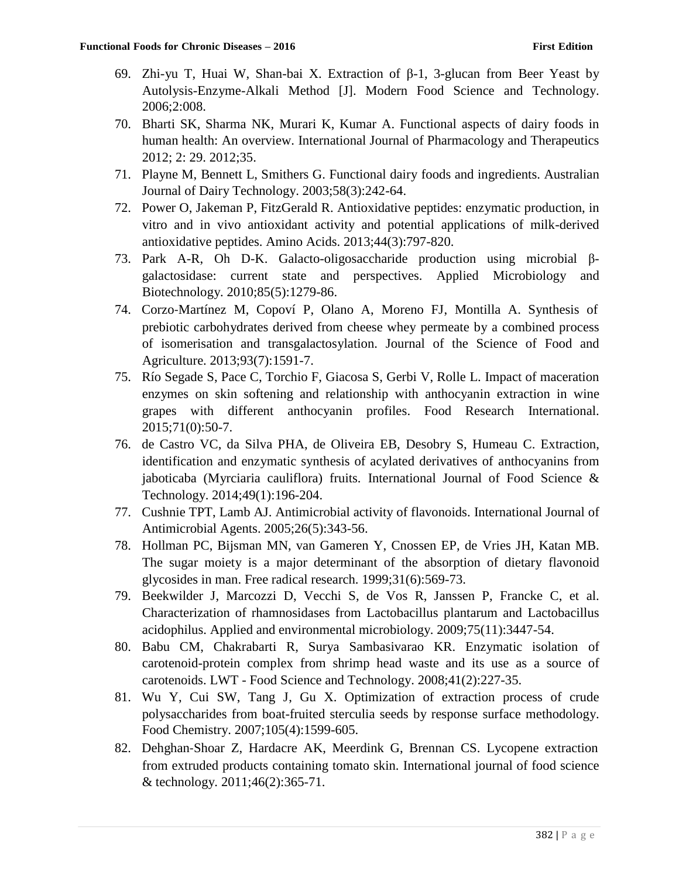69. Zhi-yu T, Huai W, Shan-bai X. Extraction of β-1, 3-glucan from Beer Yeast by Autolysis-Enzyme-Alkali Method [J]. Modern Food Science and Technology. 2006;2:008.
70. Bharti SK, Sharma NK, Murari K, Kumar A. Functional aspects of dairy foods in human health: An overview. International Journal of Pharmacology and Therapeutics 2012; 2: 29. 2012;35.
71. Playne M, Bennett L, Smithers G. Functional dairy foods and ingredients. Australian Journal of Dairy Technology. 2003;58(3):242-64.
72. Power O, Jakeman P, FitzGerald R. Antioxidative peptides: enzymatic production, in vitro and in vivo antioxidant activity and potential applications of milk-derived antioxidative peptides. Amino Acids. 2013;44(3):797-820.
73. Park A-R, Oh D-K. Galacto-oligosaccharide production using microbial β-galactosidase: current state and perspectives. Applied Microbiology and Biotechnology. 2010;85(5):1279-86.
74. Corzo-Martínez M, Copoví P, Olano A, Moreno FJ, Montilla A. Synthesis of prebiotic carbohydrates derived from cheese whey permeate by a combined process of isomerisation and transgalactosylation. Journal of the Science of Food and Agriculture. 2013;93(7):1591-7.
75. Río Segade S, Pace C, Torchio F, Giacosa S, Gerbi V, Rolle L. Impact of maceration enzymes on skin softening and relationship with anthocyanin extraction in wine grapes with different anthocyanin profiles. Food Research International. 2015;71(0):50-7.
76. de Castro VC, da Silva PHA, de Oliveira EB, Desobry S, Humeau C. Extraction, identification and enzymatic synthesis of acylated derivatives of anthocyanins from jaboticaba (Myrciaria cauliflora) fruits. International Journal of Food Science & Technology. 2014;49(1):196-204.
77. Cushnie TPT, Lamb AJ. Antimicrobial activity of flavonoids. International Journal of Antimicrobial Agents. 2005;26(5):343-56.
78. Hollman PC, Bijsman MN, van Gameren Y, Cnossen EP, de Vries JH, Katan MB. The sugar moiety is a major determinant of the absorption of dietary flavonoid glycosides in man. Free radical research. 1999;31(6):569-73.
79. Beekwilder J, Marcozzi D, Vecchi S, de Vos R, Janssen P, Francke C, et al. Characterization of rhamnosidases from Lactobacillus plantarum and Lactobacillus acidophilus. Applied and environmental microbiology. 2009;75(11):3447-54.
80. Babu CM, Chakrabarti R, Surya Sambasivarao KR. Enzymatic isolation of carotenoid-protein complex from shrimp head waste and its use as a source of carotenoids. LWT - Food Science and Technology. 2008;41(2):227-35.
81. Wu Y, Cui SW, Tang J, Gu X. Optimization of extraction process of crude polysaccharides from boat-fruited sterculia seeds by response surface methodology. Food Chemistry. 2007;105(4):1599-605.
82. Dehghan-Shoar Z, Hardacre AK, Meerdink G, Brennan CS. Lycopene extraction from extruded products containing tomato skin. International journal of food science & technology. 2011;46(2):365-71.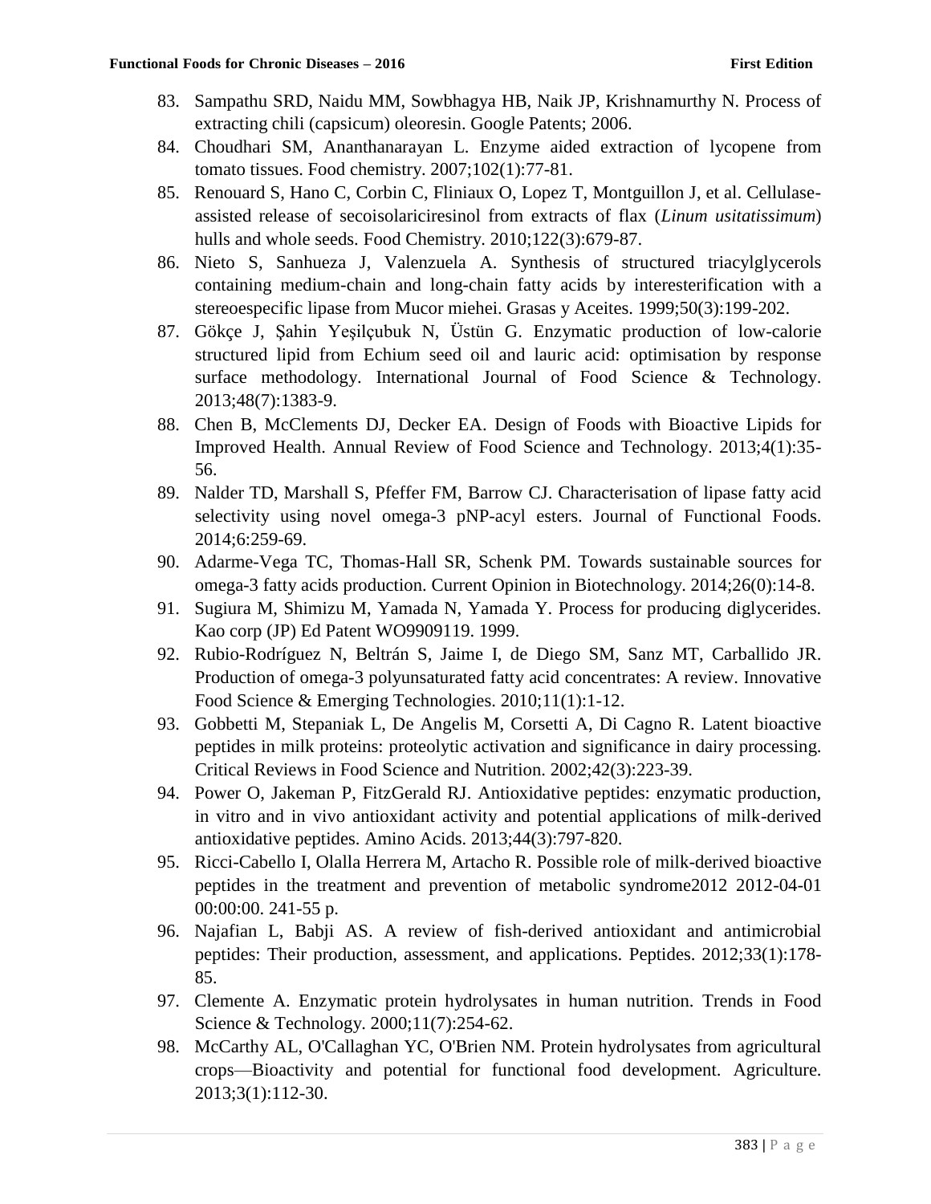83. Sampathu SRD, Naidu MM, Sowbhagya HB, Naik JP, Krishnamurthy N. Process of extracting chili (capsicum) oleoresin. Google Patents; 2006.
84. Choudhari SM, Ananthanarayan L. Enzyme aided extraction of lycopene from tomato tissues. Food chemistry. 2007;102(1):77-81.
85. Renouard S, Hano C, Corbin C, Fliniaux O, Lopez T, Montguillon J, et al. Cellulase-assisted release of secoisolariciresinol from extracts of flax (*Linum usitatissimum*) hulls and whole seeds. Food Chemistry. 2010;122(3):679-87.
86. Nieto S, Sanhueza J, Valenzuela A. Synthesis of structured triacylglycerols containing medium-chain and long-chain fatty acids by interesterification with a stereoespecific lipase from Mucor miehei. Grasas y Aceites. 1999;50(3):199-202.
87. Gökçe J, Şahin Yeşilçubuk N, Üstün G. Enzymatic production of low-calorie structured lipid from Echium seed oil and lauric acid: optimisation by response surface methodology. International Journal of Food Science & Technology. 2013;48(7):1383-9.
88. Chen B, McClements DJ, Decker EA. Design of Foods with Bioactive Lipids for Improved Health. Annual Review of Food Science and Technology. 2013;4(1):35-56.
89. Nalder TD, Marshall S, Pfeffer FM, Barrow CJ. Characterisation of lipase fatty acid selectivity using novel omega-3 pNP-acyl esters. Journal of Functional Foods. 2014;6:259-69.
90. Adarme-Vega TC, Thomas-Hall SR, Schenk PM. Towards sustainable sources for omega-3 fatty acids production. Current Opinion in Biotechnology. 2014;26(0):14-8.
91. Sugiura M, Shimizu M, Yamada N, Yamada Y. Process for producing diglycerides. Kao corp (JP) Ed Patent WO9909119. 1999.
92. Rubio-Rodríguez N, Beltrán S, Jaime I, de Diego SM, Sanz MT, Carballido JR. Production of omega-3 polyunsaturated fatty acid concentrates: A review. Innovative Food Science & Emerging Technologies. 2010;11(1):1-12.
93. Gobbetti M, Stepaniak L, De Angelis M, Corsetti A, Di Cagno R. Latent bioactive peptides in milk proteins: proteolytic activation and significance in dairy processing. Critical Reviews in Food Science and Nutrition. 2002;42(3):223-39.
94. Power O, Jakeman P, FitzGerald RJ. Antioxidative peptides: enzymatic production, in vitro and in vivo antioxidant activity and potential applications of milk-derived antioxidative peptides. Amino Acids. 2013;44(3):797-820.
95. Ricci-Cabello I, Olalla Herrera M, Artacho R. Possible role of milk-derived bioactive peptides in the treatment and prevention of metabolic syndrome2012 2012-04-01 00:00:00. 241-55 p.
96. Najafian L, Babji AS. A review of fish-derived antioxidant and antimicrobial peptides: Their production, assessment, and applications. Peptides. 2012;33(1):178-85.
97. Clemente A. Enzymatic protein hydrolysates in human nutrition. Trends in Food Science & Technology. 2000;11(7):254-62.
98. McCarthy AL, O'Callaghan YC, O'Brien NM. Protein hydrolysates from agricultural crops—Bioactivity and potential for functional food development. Agriculture. 2013;3(1):112-30.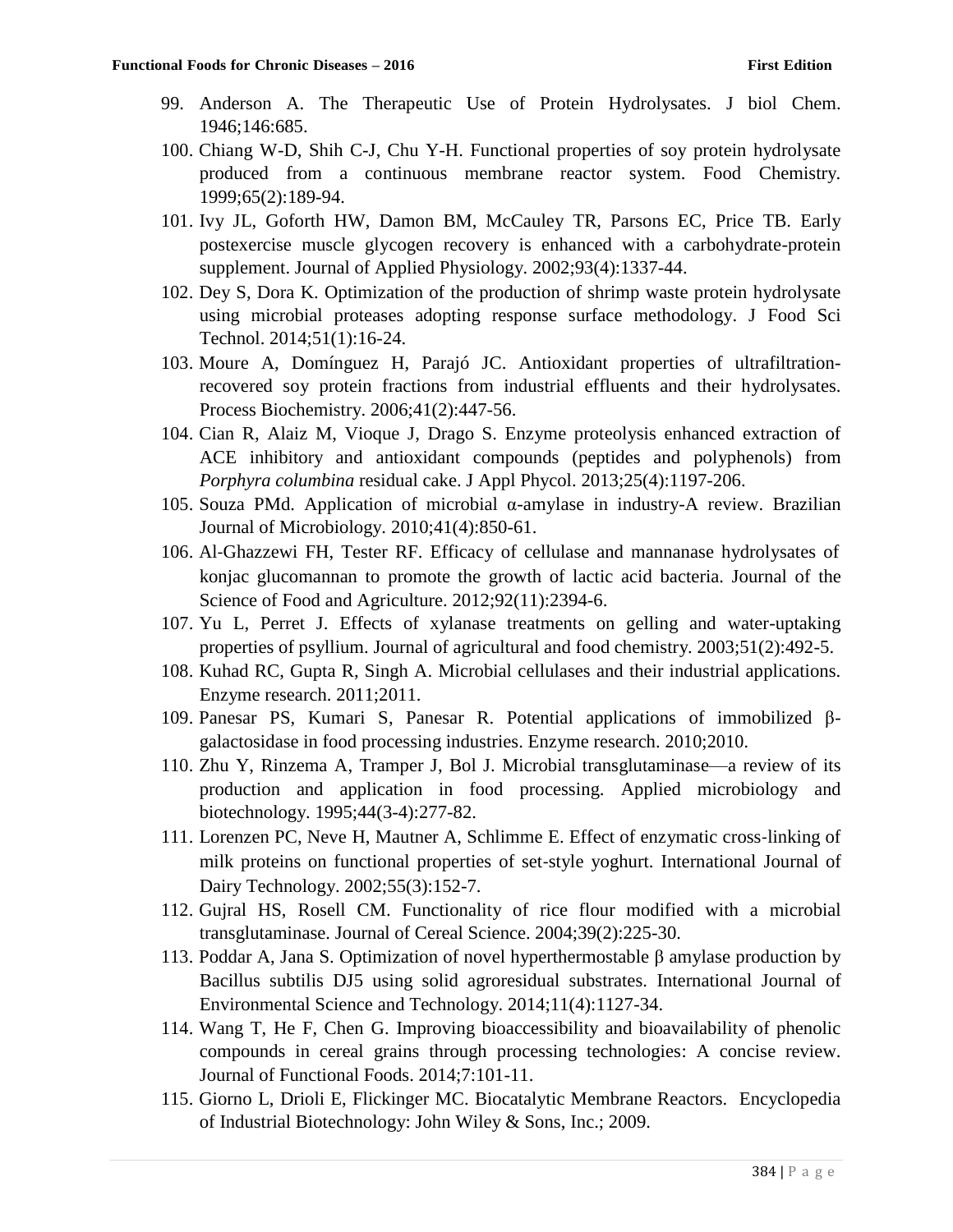99. Anderson A. The Therapeutic Use of Protein Hydrolysates. J biol Chem. 1946;146:685.
100. Chiang W-D, Shih C-J, Chu Y-H. Functional properties of soy protein hydrolysate produced from a continuous membrane reactor system. Food Chemistry. 1999;65(2):189-94.
101. Ivy JL, Goforth HW, Damon BM, McCauley TR, Parsons EC, Price TB. Early postexercise muscle glycogen recovery is enhanced with a carbohydrate-protein supplement. Journal of Applied Physiology. 2002;93(4):1337-44.
102. Dey S, Dora K. Optimization of the production of shrimp waste protein hydrolysate using microbial proteases adopting response surface methodology. J Food Sci Technol. 2014;51(1):16-24.
103. Moure A, Domínguez H, Parajó JC. Antioxidant properties of ultrafiltration-recovered soy protein fractions from industrial effluents and their hydrolysates. Process Biochemistry. 2006;41(2):447-56.
104. Cian R, Alaiz M, Vioque J, Drago S. Enzyme proteolysis enhanced extraction of ACE inhibitory and antioxidant compounds (peptides and polyphenols) from *Porphyra columbina* residual cake. J Appl Phycol. 2013;25(4):1197-206.
105. Souza PMd. Application of microbial α-amylase in industry-A review. Brazilian Journal of Microbiology. 2010;41(4):850-61.
106. Al-Ghazzewi FH, Tester RF. Efficacy of cellulase and mannanase hydrolysates of konjac glucomannan to promote the growth of lactic acid bacteria. Journal of the Science of Food and Agriculture. 2012;92(11):2394-6.
107. Yu L, Perret J. Effects of xylanase treatments on gelling and water-uptaking properties of psyllium. Journal of agricultural and food chemistry. 2003;51(2):492-5.
108. Kuhad RC, Gupta R, Singh A. Microbial cellulases and their industrial applications. Enzyme research. 2011;2011.
109. Panesar PS, Kumari S, Panesar R. Potential applications of immobilized β-galactosidase in food processing industries. Enzyme research. 2010;2010.
110. Zhu Y, Rinzema A, Tramper J, Bol J. Microbial transglutaminase—a review of its production and application in food processing. Applied microbiology and biotechnology. 1995;44(3-4):277-82.
111. Lorenzen PC, Neve H, Mautner A, Schlimme E. Effect of enzymatic cross-linking of milk proteins on functional properties of set-style yoghurt. International Journal of Dairy Technology. 2002;55(3):152-7.
112. Gujral HS, Rosell CM. Functionality of rice flour modified with a microbial transglutaminase. Journal of Cereal Science. 2004;39(2):225-30.
113. Poddar A, Jana S. Optimization of novel hyperthermostable β amylase production by Bacillus subtilis DJ5 using solid agroresidual substrates. International Journal of Environmental Science and Technology. 2014;11(4):1127-34.
114. Wang T, He F, Chen G. Improving bioaccessibility and bioavailability of phenolic compounds in cereal grains through processing technologies: A concise review. Journal of Functional Foods. 2014;7:101-11.
115. Giorno L, Drioli E, Flickinger MC. Biocatalytic Membrane Reactors. Encyclopedia of Industrial Biotechnology: John Wiley & Sons, Inc.; 2009.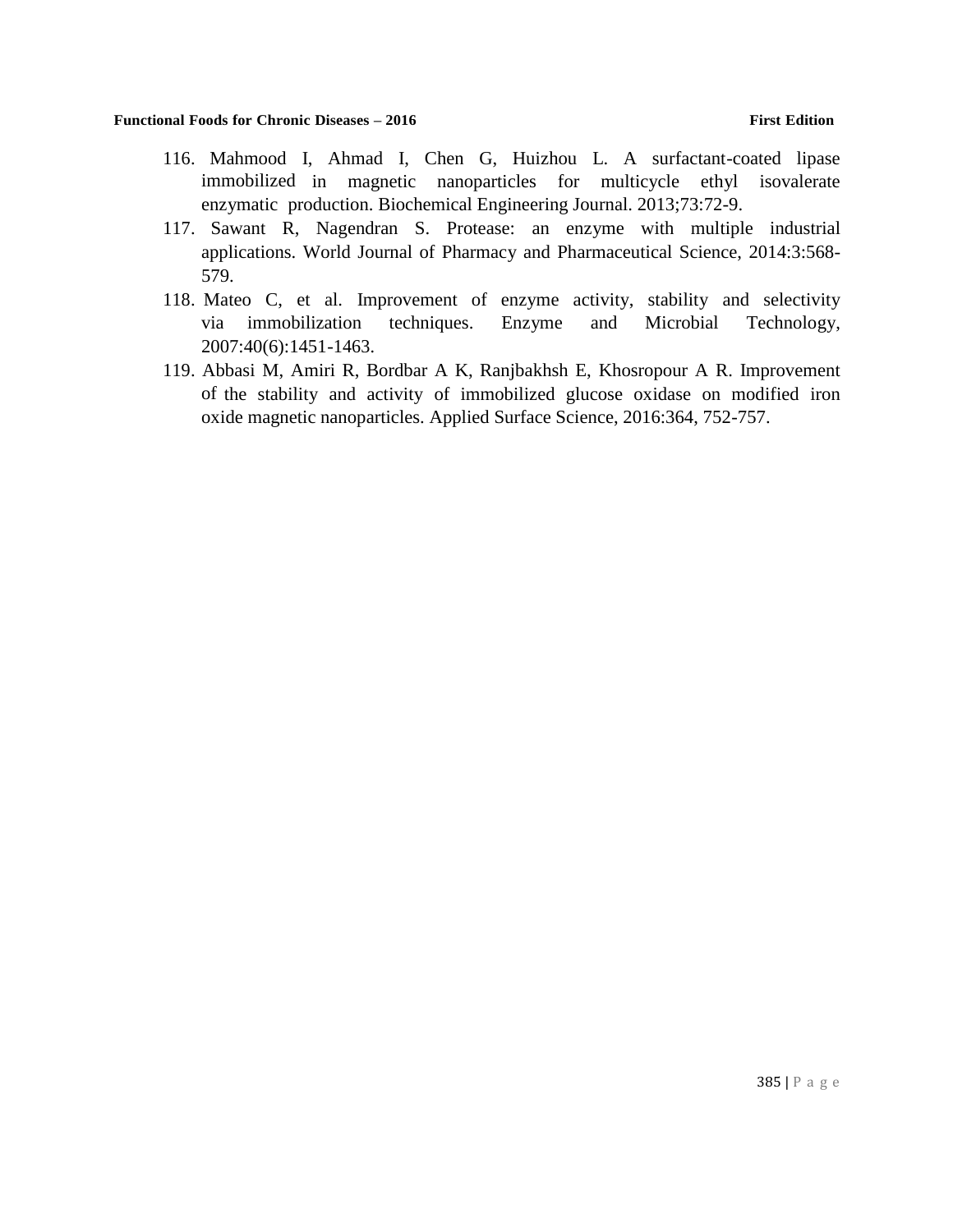116. Mahmood I, Ahmad I, Chen G, Huizhou L. A surfactant-coated lipase immobilized in magnetic nanoparticles for multicycle ethyl isovalerate enzymatic production. Biochemical Engineering Journal. 2013;73:72-9.
117. Sawant R, Nagendran S. Protease: an enzyme with multiple industrial applications. World Journal of Pharmacy and Pharmaceutical Science, 2014:3:568-579.
118. Mateo C, et al. Improvement of enzyme activity, stability and selectivity via immobilization techniques. Enzyme and Microbial Technology, 2007:40(6):1451-1463.
119. Abbasi M, Amiri R, Bordbar A K, Ranjbakhsh E, Khosropour A R. Improvement of the stability and activity of immobilized glucose oxidase on modified iron oxide magnetic nanoparticles. Applied Surface Science, 2016:364, 752-757.